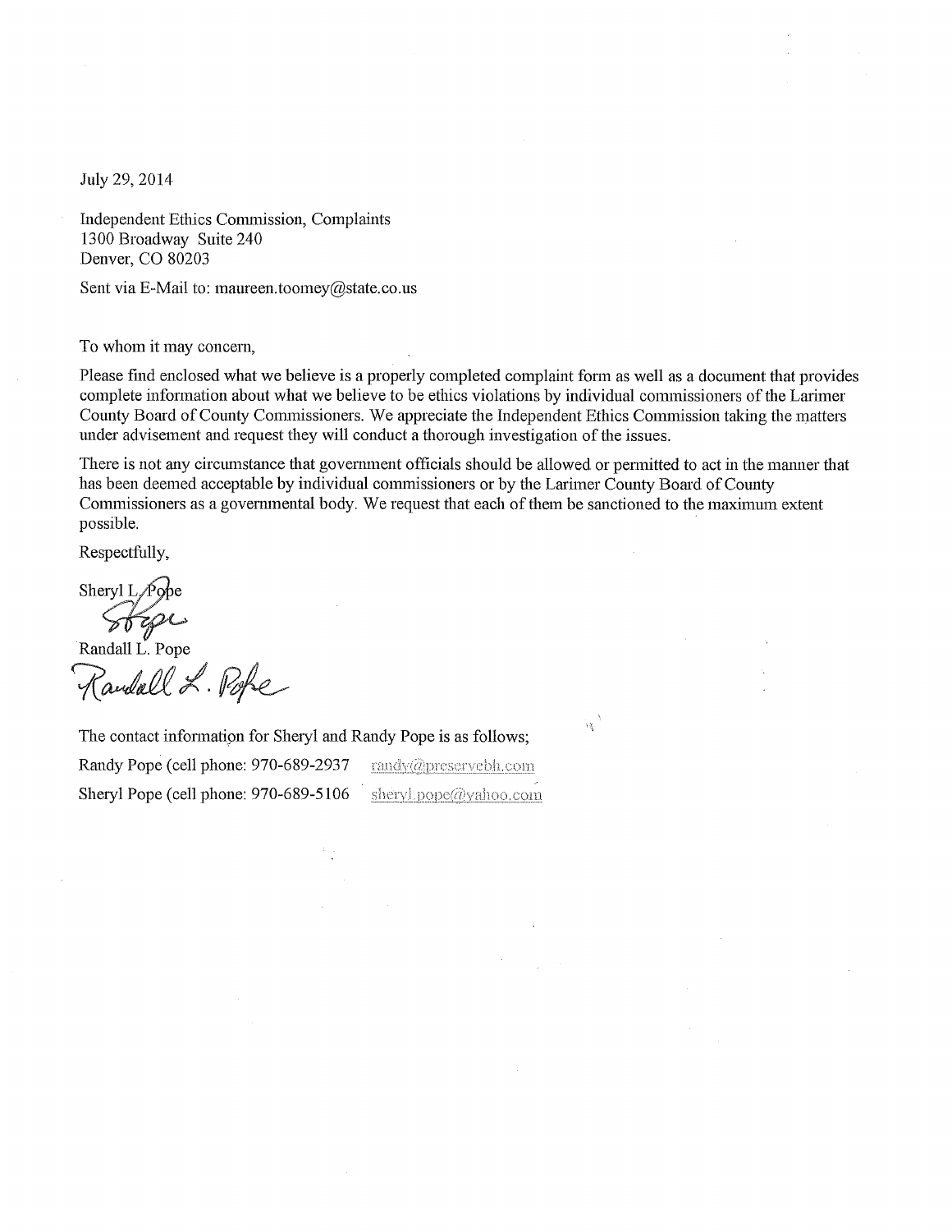July 29, 2014

Independent Ethics Commission, Complaints
1300 Broadway Suite 240
Denver, CO 80203

Sent via E-Mail to: maureen.toomey@state.co.us

To whom it may concern,

Please find enclosed what we believe is a properly completed complaint form as well as a document that provides complete information about what we believe to be ethics violations by individual commissioners of the Larimer County Board of County Commissioners. We appreciate the Independent Ethics Commission taking the matters under advisement and request they will conduct a thorough investigation of the issues.

There is not any circumstance that government officials should be allowed or permitted to act in the manner that has been deemed acceptable by individual commissioners or by the Larimer County Board of County Commissioners as a governmental body. We request that each of them be sanctioned to the maximum extent possible.

Respectfully,

Sheryl L. Pope

Randall L. Pope

The contact information for Sheryl and Randy Pope is as follows;

Randy Pope (cell phone: 970-689-2937 randy@preservebh.com

Sheryl Pope (cell phone: 970-689-5106 sheryl.pope@yahoo.com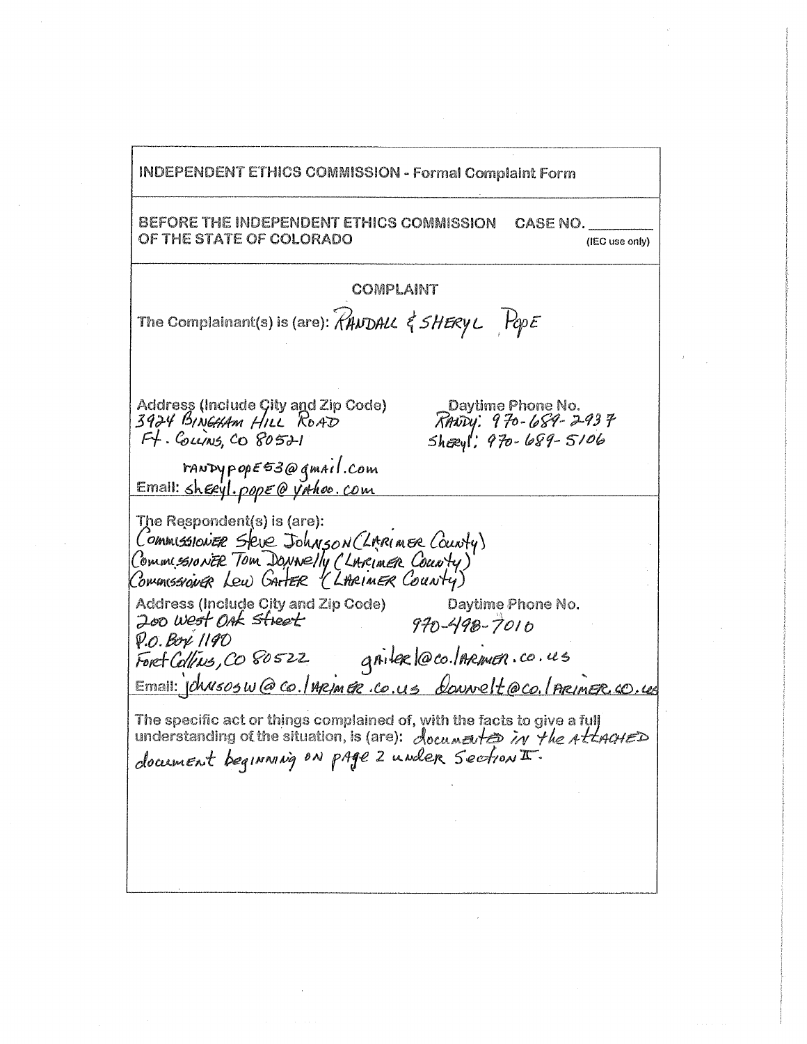INDEPENDENT ETHICS COMMISSION - Formal Complaint Form

BEFORE THE INDEPENDENT ETHICS COMMISSION OF THE STATE OF COLORADO

CASE NO. ________ (IEC use only)

## COMPLAINT

The Complainant(s) is (are): RANDALL & SHERYL POPE

Address (Include City and Zip Code)
3924 BINGHAM HILL ROAD
Ft. COLLINS, CO 80521

Daytime Phone No.
RANDY: 970-689-2937
Sheryl: 970-689-5106

randypope53@gmail.com

Email: sheryl.pope@yahoo.com

The Respondent(s) is (are):
COMMISSIONER Steve Johnson (LARIMER County)
COMMISSIONER TOM DONNELLY (LARIMER County)
COMMISSIONER LEW GAITER (LARIMER County)

Address (Include City and Zip Code)
200 West OAK Street
P.O. Box 1190
Fort Collins, CO 80522

Daytime Phone No.
970-498-7010

gaiterl@co.larimer.co.us

Email: johnsosw@co.larimer.co.us donnelt@co.larimer.co.us

The specific act or things complained of, with the facts to give a full understanding of the situation, is (are): documented in the attached document beginning on page 2 under Section II.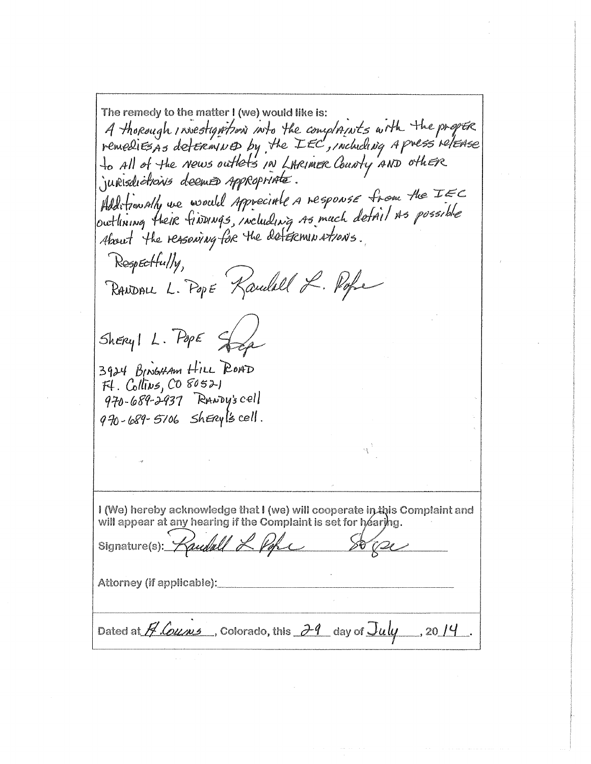The remedy to the matter I (we) would like is:

A thorough investigation into the complaints with the proper remedies as determined by the IEC, including a press release to all of the news outlets in Larimer County and other jurisdictions deemed appropriate.

Additionally we would appreciate a response from the IEC outlining their findings, including as much detail as possible about the reasoning for the determinations.

Respectfully,

Randall L. Pope *Randall L. Pope*

Sheryl L. Pope *[signature]*

3924 Bingham Hill Road
Ft. Collins, CO 80521
970-689-2937 Randy's cell
970-689-5106 Sheryl's cell.

I (We) hereby acknowledge that I (we) will cooperate in this Complaint and will appear at any hearing if the Complaint is set for hearing.

Signature(s): *Randall L. Pope* *[signature]*

Attorney (if applicable): ______

Dated at Ft. Collins, Colorado, this 29 day of July, 2014.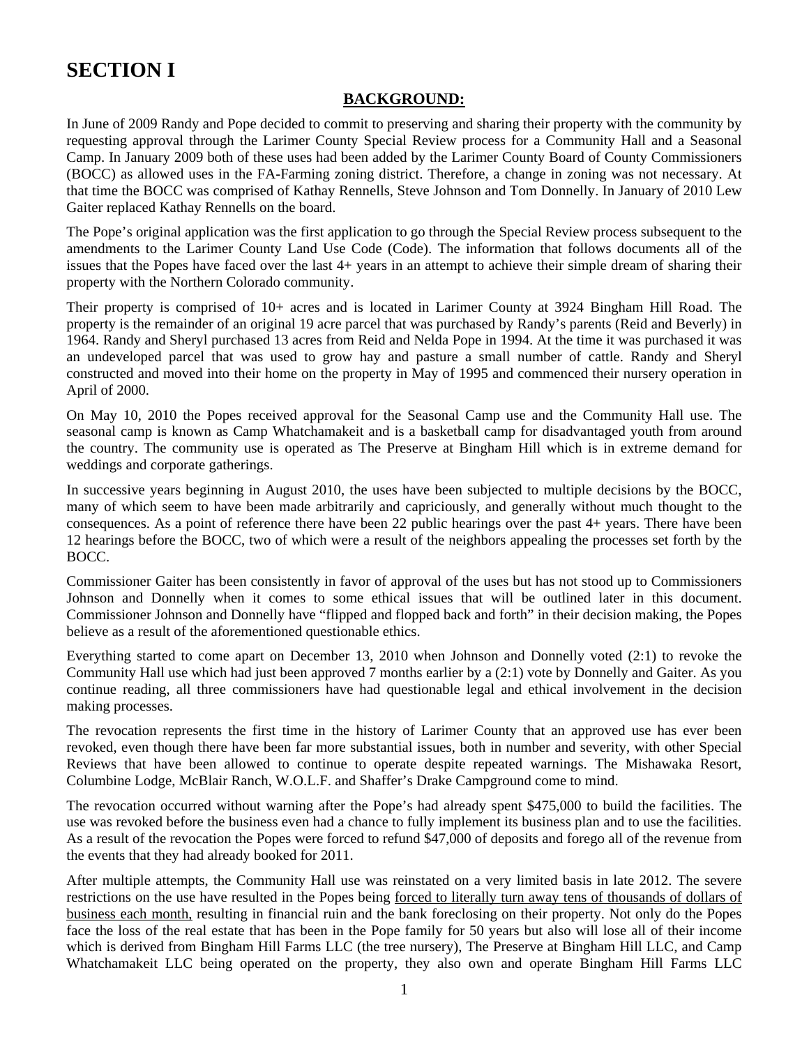# SECTION I

## BACKGROUND:

In June of 2009 Randy and Pope decided to commit to preserving and sharing their property with the community by requesting approval through the Larimer County Special Review process for a Community Hall and a Seasonal Camp. In January 2009 both of these uses had been added by the Larimer County Board of County Commissioners (BOCC) as allowed uses in the FA-Farming zoning district. Therefore, a change in zoning was not necessary. At that time the BOCC was comprised of Kathay Rennells, Steve Johnson and Tom Donnelly. In January of 2010 Lew Gaiter replaced Kathay Rennells on the board.

The Pope's original application was the first application to go through the Special Review process subsequent to the amendments to the Larimer County Land Use Code (Code). The information that follows documents all of the issues that the Popes have faced over the last 4+ years in an attempt to achieve their simple dream of sharing their property with the Northern Colorado community.

Their property is comprised of 10+ acres and is located in Larimer County at 3924 Bingham Hill Road. The property is the remainder of an original 19 acre parcel that was purchased by Randy's parents (Reid and Beverly) in 1964. Randy and Sheryl purchased 13 acres from Reid and Nelda Pope in 1994. At the time it was purchased it was an undeveloped parcel that was used to grow hay and pasture a small number of cattle. Randy and Sheryl constructed and moved into their home on the property in May of 1995 and commenced their nursery operation in April of 2000.

On May 10, 2010 the Popes received approval for the Seasonal Camp use and the Community Hall use. The seasonal camp is known as Camp Whatchamakeit and is a basketball camp for disadvantaged youth from around the country. The community use is operated as The Preserve at Bingham Hill which is in extreme demand for weddings and corporate gatherings.

In successive years beginning in August 2010, the uses have been subjected to multiple decisions by the BOCC, many of which seem to have been made arbitrarily and capriciously, and generally without much thought to the consequences. As a point of reference there have been 22 public hearings over the past 4+ years. There have been 12 hearings before the BOCC, two of which were a result of the neighbors appealing the processes set forth by the BOCC.

Commissioner Gaiter has been consistently in favor of approval of the uses but has not stood up to Commissioners Johnson and Donnelly when it comes to some ethical issues that will be outlined later in this document. Commissioner Johnson and Donnelly have "flipped and flopped back and forth" in their decision making, the Popes believe as a result of the aforementioned questionable ethics.

Everything started to come apart on December 13, 2010 when Johnson and Donnelly voted (2:1) to revoke the Community Hall use which had just been approved 7 months earlier by a (2:1) vote by Donnelly and Gaiter. As you continue reading, all three commissioners have had questionable legal and ethical involvement in the decision making processes.

The revocation represents the first time in the history of Larimer County that an approved use has ever been revoked, even though there have been far more substantial issues, both in number and severity, with other Special Reviews that have been allowed to continue to operate despite repeated warnings. The Mishawaka Resort, Columbine Lodge, McBlair Ranch, W.O.L.F. and Shaffer's Drake Campground come to mind.

The revocation occurred without warning after the Pope's had already spent $475,000 to build the facilities. The use was revoked before the business even had a chance to fully implement its business plan and to use the facilities. As a result of the revocation the Popes were forced to refund $47,000 of deposits and forego all of the revenue from the events that they had already booked for 2011.

After multiple attempts, the Community Hall use was reinstated on a very limited basis in late 2012. The severe restrictions on the use have resulted in the Popes being <u>forced to literally turn away tens of thousands of dollars of business each month,</u> resulting in financial ruin and the bank foreclosing on their property. Not only do the Popes face the loss of the real estate that has been in the Pope family for 50 years but also will lose all of their income which is derived from Bingham Hill Farms LLC (the tree nursery), The Preserve at Bingham Hill LLC, and Camp Whatchamakeit LLC being operated on the property, they also own and operate Bingham Hill Farms LLC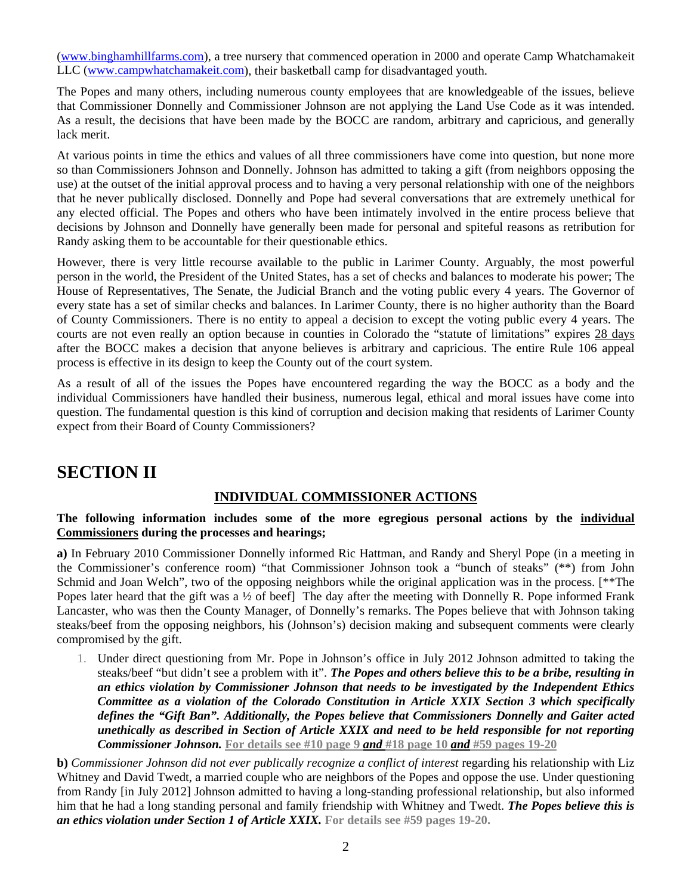(www.binghamhillfarms.com), a tree nursery that commenced operation in 2000 and operate Camp Whatchamakeit LLC (www.campwhatchamakeit.com), their basketball camp for disadvantaged youth.

The Popes and many others, including numerous county employees that are knowledgeable of the issues, believe that Commissioner Donnelly and Commissioner Johnson are not applying the Land Use Code as it was intended. As a result, the decisions that have been made by the BOCC are random, arbitrary and capricious, and generally lack merit.

At various points in time the ethics and values of all three commissioners have come into question, but none more so than Commissioners Johnson and Donnelly. Johnson has admitted to taking a gift (from neighbors opposing the use) at the outset of the initial approval process and to having a very personal relationship with one of the neighbors that he never publically disclosed. Donnelly and Pope had several conversations that are extremely unethical for any elected official. The Popes and others who have been intimately involved in the entire process believe that decisions by Johnson and Donnelly have generally been made for personal and spiteful reasons as retribution for Randy asking them to be accountable for their questionable ethics.

However, there is very little recourse available to the public in Larimer County. Arguably, the most powerful person in the world, the President of the United States, has a set of checks and balances to moderate his power; The House of Representatives, The Senate, the Judicial Branch and the voting public every 4 years. The Governor of every state has a set of similar checks and balances. In Larimer County, there is no higher authority than the Board of County Commissioners. There is no entity to appeal a decision to except the voting public every 4 years. The courts are not even really an option because in counties in Colorado the "statute of limitations" expires 28 days after the BOCC makes a decision that anyone believes is arbitrary and capricious. The entire Rule 106 appeal process is effective in its design to keep the County out of the court system.

As a result of all of the issues the Popes have encountered regarding the way the BOCC as a body and the individual Commissioners have handled their business, numerous legal, ethical and moral issues have come into question. The fundamental question is this kind of corruption and decision making that residents of Larimer County expect from their Board of County Commissioners?

# SECTION II

## INDIVIDUAL COMMISSIONER ACTIONS

**The following information includes some of the more egregious personal actions by the individual Commissioners during the processes and hearings;**

**a)** In February 2010 Commissioner Donnelly informed Ric Hattman, and Randy and Sheryl Pope (in a meeting in the Commissioner's conference room) "that Commissioner Johnson took a "bunch of steaks" (**) from John Schmid and Joan Welch", two of the opposing neighbors while the original application was in the process. [**The Popes later heard that the gift was a ½ of beef] The day after the meeting with Donnelly R. Pope informed Frank Lancaster, who was then the County Manager, of Donnelly's remarks. The Popes believe that with Johnson taking steaks/beef from the opposing neighbors, his (Johnson's) decision making and subsequent comments were clearly compromised by the gift.

1. Under direct questioning from Mr. Pope in Johnson's office in July 2012 Johnson admitted to taking the steaks/beef "but didn't see a problem with it". ***The Popes and others believe this to be a bribe, resulting in an ethics violation by Commissioner Johnson that needs to be investigated by the Independent Ethics Committee as a violation of the Colorado Constitution in Article XXIX Section 3 which specifically defines the "Gift Ban". Additionally, the Popes believe that Commissioners Donnelly and Gaiter acted unethically as described in Section of Article XXIX and need to be held responsible for not reporting Commissioner Johnson.*** **For details see #10 page 9 *and* #18 page 10 *and* #59 pages 19-20**

**b)** *Commissioner Johnson did not ever publically recognize a conflict of interest* regarding his relationship with Liz Whitney and David Twedt, a married couple who are neighbors of the Popes and oppose the use. Under questioning from Randy [in July 2012] Johnson admitted to having a long-standing professional relationship, but also informed him that he had a long standing personal and family friendship with Whitney and Twedt. ***The Popes believe this is an ethics violation under Section 1 of Article XXIX.*** **For details see #59 pages 19-20.**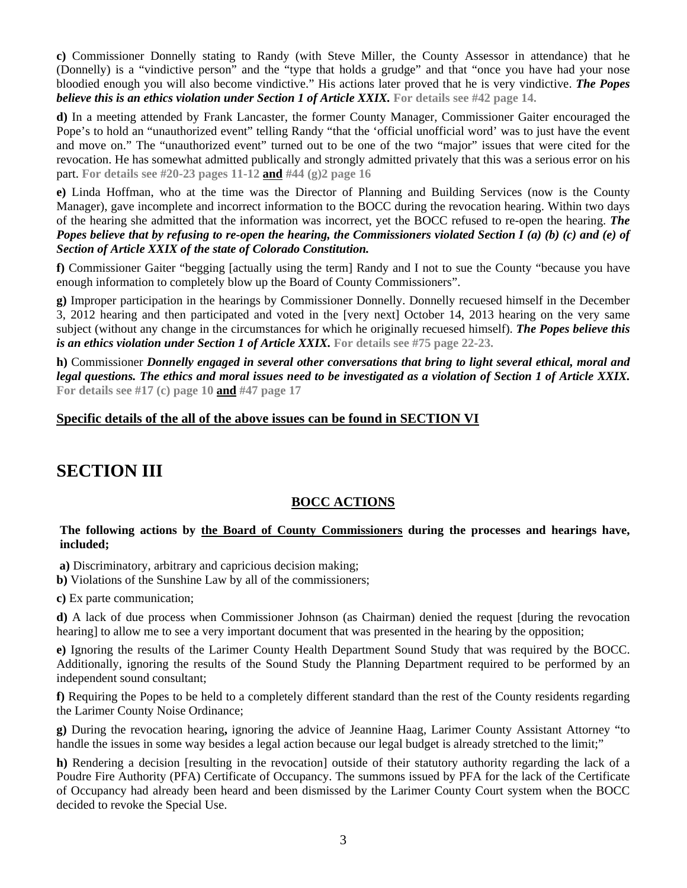**c)** Commissioner Donnelly stating to Randy (with Steve Miller, the County Assessor in attendance) that he (Donnelly) is a "vindictive person" and the "type that holds a grudge" and that "once you have had your nose bloodied enough you will also become vindictive." His actions later proved that he is very vindictive. ***The Popes believe this is an ethics violation under Section 1 of Article XXIX.*** **For details see #42 page 14.**

**d)** In a meeting attended by Frank Lancaster, the former County Manager, Commissioner Gaiter encouraged the Pope's to hold an "unauthorized event" telling Randy "that the 'official unofficial word' was to just have the event and move on." The "unauthorized event" turned out to be one of the two "major" issues that were cited for the revocation. He has somewhat admitted publically and strongly admitted privately that this was a serious error on his part. **For details see #20-23 pages 11-12 <u>and</u> #44 (g)2 page 16**

**e)** Linda Hoffman, who at the time was the Director of Planning and Building Services (now is the County Manager), gave incomplete and incorrect information to the BOCC during the revocation hearing. Within two days of the hearing she admitted that the information was incorrect, yet the BOCC refused to re-open the hearing. ***The Popes believe that by refusing to re-open the hearing, the Commissioners violated Section I (a) (b) (c) and (e) of Section of Article XXIX of the state of Colorado Constitution.***

**f)** Commissioner Gaiter "begging [actually using the term] Randy and I not to sue the County "because you have enough information to completely blow up the Board of County Commissioners".

**g)** Improper participation in the hearings by Commissioner Donnelly. Donnelly recuesed himself in the December 3, 2012 hearing and then participated and voted in the [very next] October 14, 2013 hearing on the very same subject (without any change in the circumstances for which he originally recuesed himself). ***The Popes believe this is an ethics violation under Section 1 of Article XXIX.*** **For details see #75 page 22-23.**

**h)** Commissioner ***Donnelly engaged in several other conversations that bring to light several ethical, moral and legal questions. The ethics and moral issues need to be investigated as a violation of Section 1 of Article XXIX.*** **For details see #17 (c) page 10 <u>and</u> #47 page 17**

<u>**Specific details of the all of the above issues can be found in SECTION VI**</u>

# SECTION III

## <u>BOCC ACTIONS</u>

**The following actions by <u>the Board of County Commissioners</u> during the processes and hearings have, included;**

**a)** Discriminatory, arbitrary and capricious decision making;

**b)** Violations of the Sunshine Law by all of the commissioners;

**c)** Ex parte communication;

**d)** A lack of due process when Commissioner Johnson (as Chairman) denied the request [during the revocation hearing] to allow me to see a very important document that was presented in the hearing by the opposition;

**e)** Ignoring the results of the Larimer County Health Department Sound Study that was required by the BOCC. Additionally, ignoring the results of the Sound Study the Planning Department required to be performed by an independent sound consultant;

**f)** Requiring the Popes to be held to a completely different standard than the rest of the County residents regarding the Larimer County Noise Ordinance;

**g)** During the revocation hearing**,** ignoring the advice of Jeannine Haag, Larimer County Assistant Attorney "to handle the issues in some way besides a legal action because our legal budget is already stretched to the limit;"

**h)** Rendering a decision [resulting in the revocation] outside of their statutory authority regarding the lack of a Poudre Fire Authority (PFA) Certificate of Occupancy. The summons issued by PFA for the lack of the Certificate of Occupancy had already been heard and been dismissed by the Larimer County Court system when the BOCC decided to revoke the Special Use.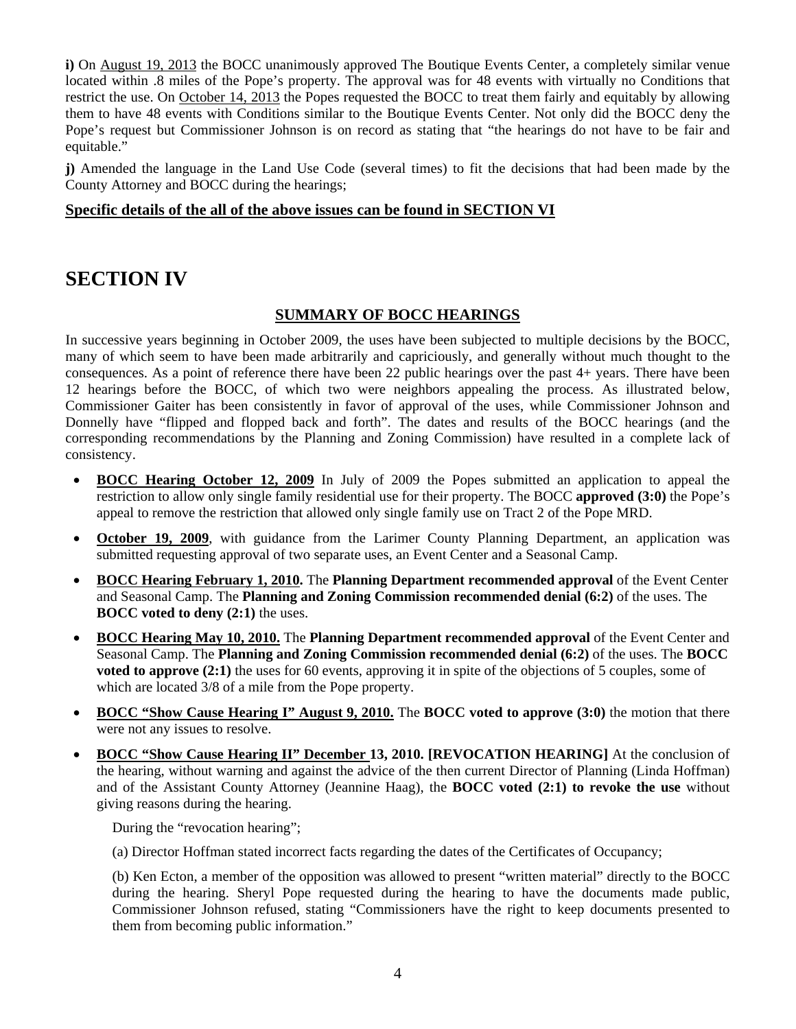**i)** On August 19, 2013 the BOCC unanimously approved The Boutique Events Center, a completely similar venue located within .8 miles of the Pope's property. The approval was for 48 events with virtually no Conditions that restrict the use. On October 14, 2013 the Popes requested the BOCC to treat them fairly and equitably by allowing them to have 48 events with Conditions similar to the Boutique Events Center. Not only did the BOCC deny the Pope's request but Commissioner Johnson is on record as stating that "the hearings do not have to be fair and equitable."

**j)** Amended the language in the Land Use Code (several times) to fit the decisions that had been made by the County Attorney and BOCC during the hearings;

**Specific details of the all of the above issues can be found in SECTION VI**

# SECTION IV

## SUMMARY OF BOCC HEARINGS

In successive years beginning in October 2009, the uses have been subjected to multiple decisions by the BOCC, many of which seem to have been made arbitrarily and capriciously, and generally without much thought to the consequences. As a point of reference there have been 22 public hearings over the past 4+ years. There have been 12 hearings before the BOCC, of which two were neighbors appealing the process. As illustrated below, Commissioner Gaiter has been consistently in favor of approval of the uses, while Commissioner Johnson and Donnelly have "flipped and flopped back and forth". The dates and results of the BOCC hearings (and the corresponding recommendations by the Planning and Zoning Commission) have resulted in a complete lack of consistency.

- **BOCC Hearing October 12, 2009** In July of 2009 the Popes submitted an application to appeal the restriction to allow only single family residential use for their property. The BOCC **approved (3:0)** the Pope's appeal to remove the restriction that allowed only single family use on Tract 2 of the Pope MRD.
- **October 19, 2009**, with guidance from the Larimer County Planning Department, an application was submitted requesting approval of two separate uses, an Event Center and a Seasonal Camp.
- **BOCC Hearing February 1, 2010.** The **Planning Department recommended approval** of the Event Center and Seasonal Camp. The **Planning and Zoning Commission recommended denial (6:2)** of the uses. The **BOCC voted to deny (2:1)** the uses.
- **BOCC Hearing May 10, 2010.** The **Planning Department recommended approval** of the Event Center and Seasonal Camp. The **Planning and Zoning Commission recommended denial (6:2)** of the uses. The **BOCC voted to approve (2:1)** the uses for 60 events, approving it in spite of the objections of 5 couples, some of which are located 3/8 of a mile from the Pope property.
- **BOCC "Show Cause Hearing I" August 9, 2010.** The **BOCC voted to approve (3:0)** the motion that there were not any issues to resolve.
- **BOCC "Show Cause Hearing II" December 13, 2010. [REVOCATION HEARING]** At the conclusion of the hearing, without warning and against the advice of the then current Director of Planning (Linda Hoffman) and of the Assistant County Attorney (Jeannine Haag), the **BOCC voted (2:1) to revoke the use** without giving reasons during the hearing.

  During the "revocation hearing";

  (a) Director Hoffman stated incorrect facts regarding the dates of the Certificates of Occupancy;

  (b) Ken Ecton, a member of the opposition was allowed to present "written material" directly to the BOCC during the hearing. Sheryl Pope requested during the hearing to have the documents made public, Commissioner Johnson refused, stating "Commissioners have the right to keep documents presented to them from becoming public information."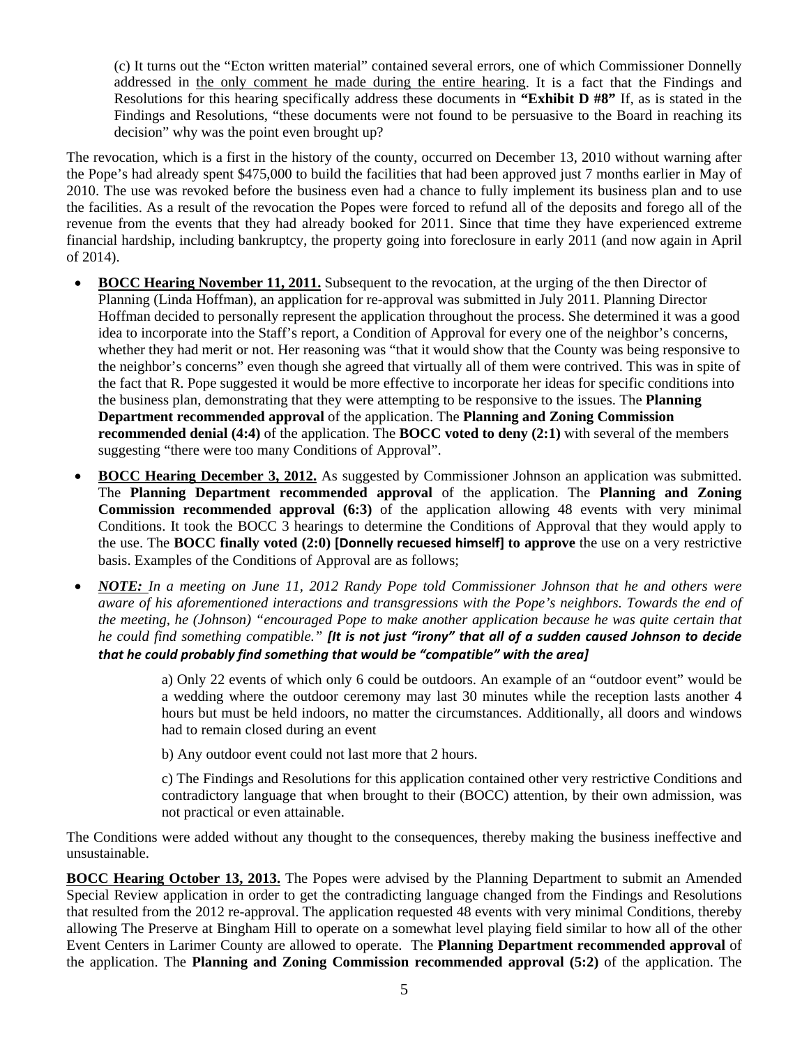(c) It turns out the "Ecton written material" contained several errors, one of which Commissioner Donnelly addressed in the only comment he made during the entire hearing. It is a fact that the Findings and Resolutions for this hearing specifically address these documents in **"Exhibit D #8"** If, as is stated in the Findings and Resolutions, "these documents were not found to be persuasive to the Board in reaching its decision" why was the point even brought up?

The revocation, which is a first in the history of the county, occurred on December 13, 2010 without warning after the Pope's had already spent $475,000 to build the facilities that had been approved just 7 months earlier in May of 2010. The use was revoked before the business even had a chance to fully implement its business plan and to use the facilities. As a result of the revocation the Popes were forced to refund all of the deposits and forego all of the revenue from the events that they had already booked for 2011. Since that time they have experienced extreme financial hardship, including bankruptcy, the property going into foreclosure in early 2011 (and now again in April of 2014).

- **BOCC Hearing November 11, 2011.** Subsequent to the revocation, at the urging of the then Director of Planning (Linda Hoffman), an application for re-approval was submitted in July 2011. Planning Director Hoffman decided to personally represent the application throughout the process. She determined it was a good idea to incorporate into the Staff's report, a Condition of Approval for every one of the neighbor's concerns, whether they had merit or not. Her reasoning was "that it would show that the County was being responsive to the neighbor's concerns" even though she agreed that virtually all of them were contrived. This was in spite of the fact that R. Pope suggested it would be more effective to incorporate her ideas for specific conditions into the business plan, demonstrating that they were attempting to be responsive to the issues. The **Planning Department recommended approval** of the application. The **Planning and Zoning Commission recommended denial (4:4)** of the application. The **BOCC voted to deny (2:1)** with several of the members suggesting "there were too many Conditions of Approval".

- **BOCC Hearing December 3, 2012.** As suggested by Commissioner Johnson an application was submitted. The **Planning Department recommended approval** of the application. The **Planning and Zoning Commission recommended approval (6:3)** of the application allowing 48 events with very minimal Conditions. It took the BOCC 3 hearings to determine the Conditions of Approval that they would apply to the use. The **BOCC finally voted (2:0) [Donnelly recuesed himself] to approve** the use on a very restrictive basis. Examples of the Conditions of Approval are as follows;

- ***NOTE:*** *In a meeting on June 11, 2012 Randy Pope told Commissioner Johnson that he and others were aware of his aforementioned interactions and transgressions with the Pope's neighbors. Towards the end of the meeting, he (Johnson) "encouraged Pope to make another application because he was quite certain that he could find something compatible."* ***[It is not just "irony" that all of a sudden caused Johnson to decide that he could probably find something that would be "compatible" with the area]***

  a) Only 22 events of which only 6 could be outdoors. An example of an "outdoor event" would be a wedding where the outdoor ceremony may last 30 minutes while the reception lasts another 4 hours but must be held indoors, no matter the circumstances. Additionally, all doors and windows had to remain closed during an event

  b) Any outdoor event could not last more that 2 hours.

  c) The Findings and Resolutions for this application contained other very restrictive Conditions and contradictory language that when brought to their (BOCC) attention, by their own admission, was not practical or even attainable.

The Conditions were added without any thought to the consequences, thereby making the business ineffective and unsustainable.

**BOCC Hearing October 13, 2013.** The Popes were advised by the Planning Department to submit an Amended Special Review application in order to get the contradicting language changed from the Findings and Resolutions that resulted from the 2012 re-approval. The application requested 48 events with very minimal Conditions, thereby allowing The Preserve at Bingham Hill to operate on a somewhat level playing field similar to how all of the other Event Centers in Larimer County are allowed to operate. The **Planning Department recommended approval** of the application. The **Planning and Zoning Commission recommended approval (5:2)** of the application. The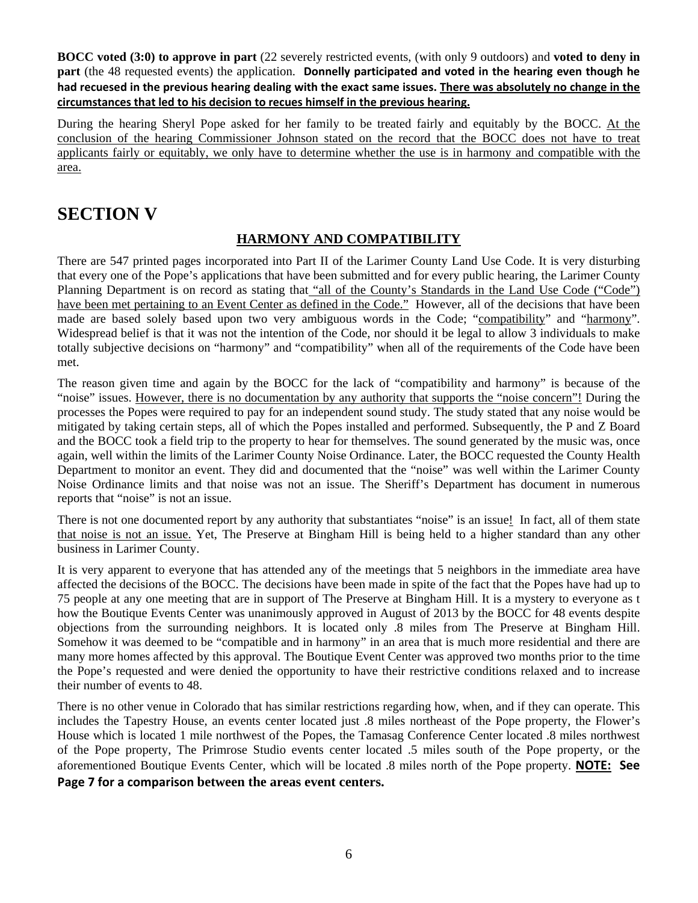**BOCC voted (3:0) to approve in part** (22 severely restricted events, (with only 9 outdoors) and **voted to deny in part** (the 48 requested events) the application. **Donnelly participated and voted in the hearing even though he had recuesed in the previous hearing dealing with the exact same issues. <u>There was absolutely no change in the circumstances that led to his decision to recues himself in the previous hearing.</u>**

During the hearing Sheryl Pope asked for her family to be treated fairly and equitably by the BOCC. <u>At the conclusion of the hearing Commissioner Johnson stated on the record that the BOCC does not have to treat applicants fairly or equitably, we only have to determine whether the use is in harmony and compatible with the area.</u>

# SECTION V

## <u>HARMONY AND COMPATIBILITY</u>

There are 547 printed pages incorporated into Part II of the Larimer County Land Use Code. It is very disturbing that every one of the Pope's applications that have been submitted and for every public hearing, the Larimer County Planning Department is on record as stating that <u>"all of the County's Standards in the Land Use Code ("Code") have been met pertaining to an Event Center as defined in the Code."</u> However, all of the decisions that have been made are based solely based upon two very ambiguous words in the Code; "<u>compatibility</u>" and "<u>harmony</u>". Widespread belief is that it was not the intention of the Code, nor should it be legal to allow 3 individuals to make totally subjective decisions on "harmony" and "compatibility" when all of the requirements of the Code have been met.

The reason given time and again by the BOCC for the lack of "compatibility and harmony" is because of the "noise" issues. <u>However, there is no documentation by any authority that supports the "noise concern"!</u> During the processes the Popes were required to pay for an independent sound study. The study stated that any noise would be mitigated by taking certain steps, all of which the Popes installed and performed. Subsequently, the P and Z Board and the BOCC took a field trip to the property to hear for themselves. The sound generated by the music was, once again, well within the limits of the Larimer County Noise Ordinance. Later, the BOCC requested the County Health Department to monitor an event. They did and documented that the "noise" was well within the Larimer County Noise Ordinance limits and that noise was not an issue. The Sheriff's Department has document in numerous reports that "noise" is not an issue.

There is not one documented report by any authority that substantiates "noise" is an issue<u>!</u> In fact, all of them state <u>that noise is not an issue.</u> Yet, The Preserve at Bingham Hill is being held to a higher standard than any other business in Larimer County.

It is very apparent to everyone that has attended any of the meetings that 5 neighbors in the immediate area have affected the decisions of the BOCC. The decisions have been made in spite of the fact that the Popes have had up to 75 people at any one meeting that are in support of The Preserve at Bingham Hill. It is a mystery to everyone as t how the Boutique Events Center was unanimously approved in August of 2013 by the BOCC for 48 events despite objections from the surrounding neighbors. It is located only .8 miles from The Preserve at Bingham Hill. Somehow it was deemed to be "compatible and in harmony" in an area that is much more residential and there are many more homes affected by this approval. The Boutique Event Center was approved two months prior to the time the Pope's requested and were denied the opportunity to have their restrictive conditions relaxed and to increase their number of events to 48.

There is no other venue in Colorado that has similar restrictions regarding how, when, and if they can operate. This includes the Tapestry House, an events center located just .8 miles northeast of the Pope property, the Flower's House which is located 1 mile northwest of the Popes, the Tamasag Conference Center located .8 miles northwest of the Pope property, The Primrose Studio events center located .5 miles south of the Pope property, or the aforementioned Boutique Events Center, which will be located .8 miles north of the Pope property. **<u>NOTE:</u> See Page 7 for a comparison between the areas event centers.**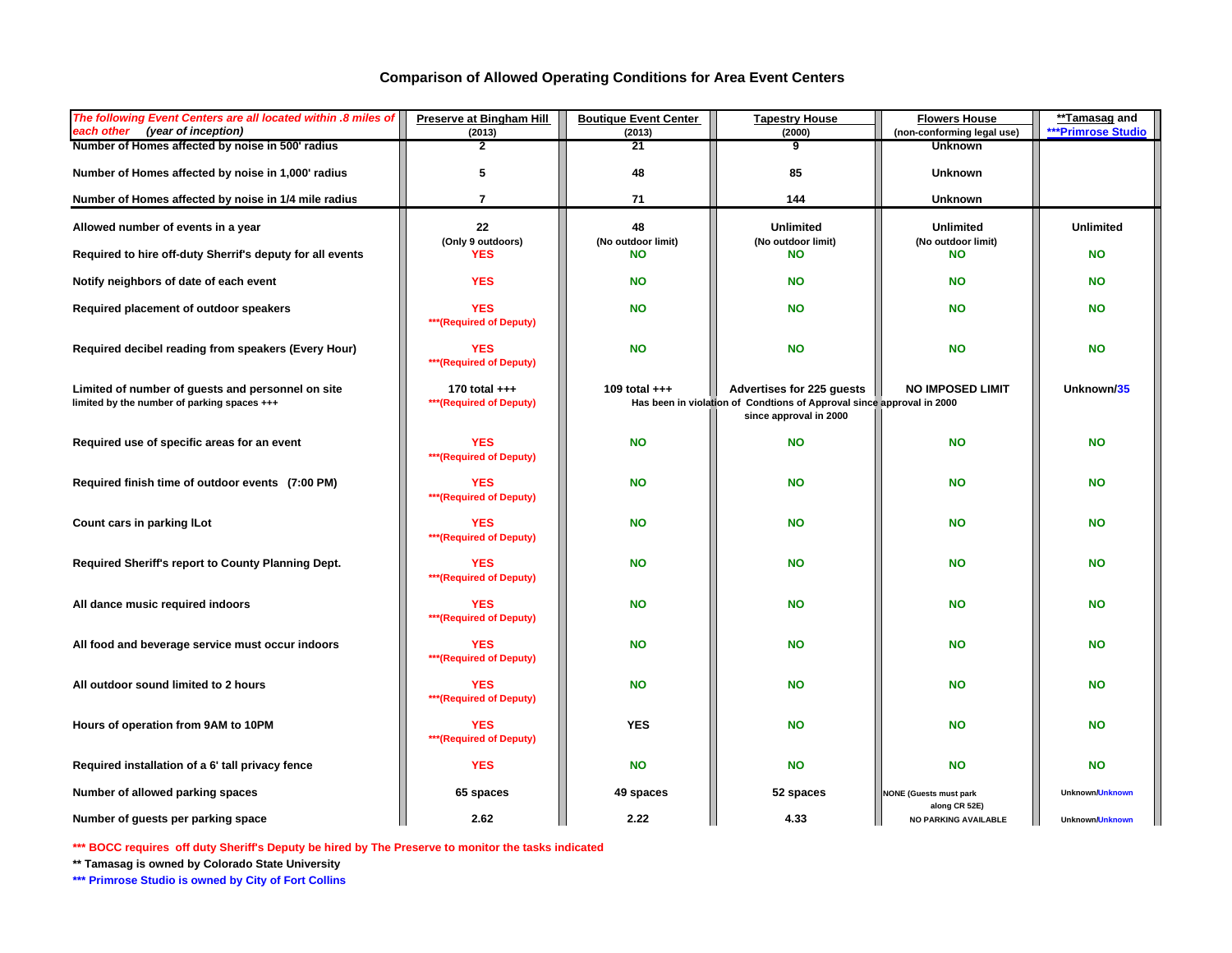# Comparison of Allowed Operating Conditions for Area Event Centers

| *The following Event Centers are all located within .8 miles of each other (year of inception)* | Preserve at Bingham Hill (2013) | Boutique Event Center (2013) | Tapestry House (2000) | Flowers House (non-conforming legal use) | **Tamasag and ***Primrose Studio |
|---|---|---|---|---|---|
| Number of Homes affected by noise in 500' radius | 2 | 21 | 9 | Unknown | |
| Number of Homes affected by noise in 1,000' radius | 5 | 48 | 85 | Unknown | |
| Number of Homes affected by noise in 1/4 mile radius | 7 | 71 | 144 | Unknown | |
| Allowed number of events in a year | 22 (Only 9 outdoors) | 48 (No outdoor limit) | Unlimited (No outdoor limit) | Unlimited (No outdoor limit) | Unlimited |
| Required to hire off-duty Sherrif's deputy for all events | YES | NO | NO | NO | NO |
| Notify neighbors of date of each event | YES | NO | NO | NO | NO |
| Required placement of outdoor speakers | YES ***(Required of Deputy) | NO | NO | NO | NO |
| Required decibel reading from speakers (Every Hour) | YES ***(Required of Deputy) | NO | NO | NO | NO |
| Limited of number of guests and personnel on site limited by the number of parking spaces +++ | 170 total +++ ***(Required of Deputy) | 109 total +++ | Advertises for 225 guests Has been in violation of Condtions of Approval since approval in 2000 | NO IMPOSED LIMIT | Unknown/35 |
| Required use of specific areas for an event | YES ***(Required of Deputy) | NO | NO | NO | NO |
| Required finish time of outdoor events (7:00 PM) | YES ***(Required of Deputy) | NO | NO | NO | NO |
| Count cars in parking lLot | YES ***(Required of Deputy) | NO | NO | NO | NO |
| Required Sheriff's report to County Planning Dept. | YES ***(Required of Deputy) | NO | NO | NO | NO |
| All dance music required indoors | YES ***(Required of Deputy) | NO | NO | NO | NO |
| All food and beverage service must occur indoors | YES ***(Required of Deputy) | NO | NO | NO | NO |
| All outdoor sound limited to 2 hours | YES ***(Required of Deputy) | NO | NO | NO | NO |
| Hours of operation from 9AM to 10PM | YES ***(Required of Deputy) | YES | NO | NO | NO |
| Required installation of a 6' tall privacy fence | YES | NO | NO | NO | NO |
| Number of allowed parking spaces | 65 spaces | 49 spaces | 52 spaces | NONE (Guests must park along CR 52E) | Unknown/Unknown |
| Number of guests per parking space | 2.62 | 2.22 | 4.33 | NO PARKING AVAILABLE | Unknown/Unknown |

*** BOCC requires off duty Sheriff's Deputy be hired by The Preserve to monitor the tasks indicated

** Tamasag is owned by Colorado State University

*** Primrose Studio is owned by City of Fort Collins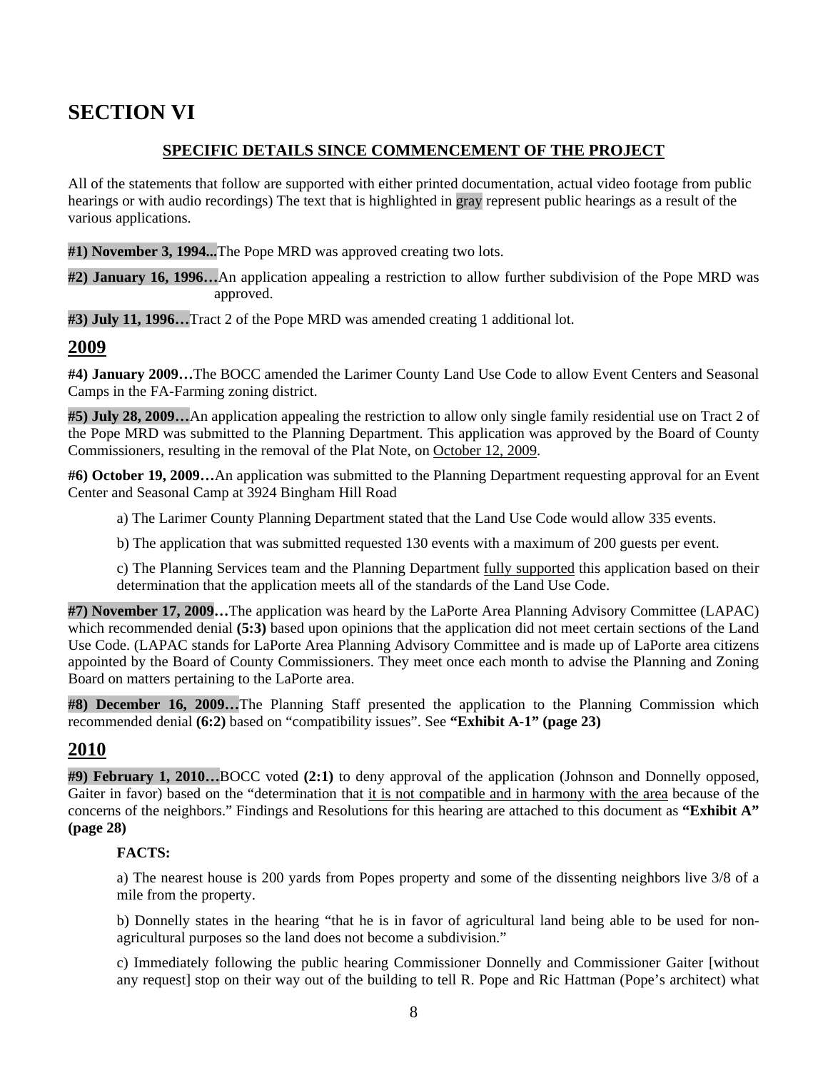# SECTION VI

## SPECIFIC DETAILS SINCE COMMENCEMENT OF THE PROJECT

All of the statements that follow are supported with either printed documentation, actual video footage from public hearings or with audio recordings) The text that is highlighted in gray represent public hearings as a result of the various applications.

**#1) November 3, 1994...**The Pope MRD was approved creating two lots.

**#2) January 16, 1996…**An application appealing a restriction to allow further subdivision of the Pope MRD was approved.

**#3) July 11, 1996…**Tract 2 of the Pope MRD was amended creating 1 additional lot.

## 2009

**#4) January 2009…**The BOCC amended the Larimer County Land Use Code to allow Event Centers and Seasonal Camps in the FA-Farming zoning district.

**#5) July 28, 2009…**An application appealing the restriction to allow only single family residential use on Tract 2 of the Pope MRD was submitted to the Planning Department. This application was approved by the Board of County Commissioners, resulting in the removal of the Plat Note, on October 12, 2009.

**#6) October 19, 2009…**An application was submitted to the Planning Department requesting approval for an Event Center and Seasonal Camp at 3924 Bingham Hill Road

a) The Larimer County Planning Department stated that the Land Use Code would allow 335 events.

b) The application that was submitted requested 130 events with a maximum of 200 guests per event.

c) The Planning Services team and the Planning Department fully supported this application based on their determination that the application meets all of the standards of the Land Use Code.

**#7) November 17, 2009…**The application was heard by the LaPorte Area Planning Advisory Committee (LAPAC) which recommended denial **(5:3)** based upon opinions that the application did not meet certain sections of the Land Use Code. (LAPAC stands for LaPorte Area Planning Advisory Committee and is made up of LaPorte area citizens appointed by the Board of County Commissioners. They meet once each month to advise the Planning and Zoning Board on matters pertaining to the LaPorte area.

**#8) December 16, 2009…**The Planning Staff presented the application to the Planning Commission which recommended denial **(6:2)** based on "compatibility issues". See **"Exhibit A-1" (page 23)**

## 2010

**#9) February 1, 2010…**BOCC voted **(2:1)** to deny approval of the application (Johnson and Donnelly opposed, Gaiter in favor) based on the "determination that it is not compatible and in harmony with the area because of the concerns of the neighbors." Findings and Resolutions for this hearing are attached to this document as **"Exhibit A" (page 28)**

**FACTS:**

a) The nearest house is 200 yards from Popes property and some of the dissenting neighbors live 3/8 of a mile from the property.

b) Donnelly states in the hearing "that he is in favor of agricultural land being able to be used for non-agricultural purposes so the land does not become a subdivision."

c) Immediately following the public hearing Commissioner Donnelly and Commissioner Gaiter [without any request] stop on their way out of the building to tell R. Pope and Ric Hattman (Pope's architect) what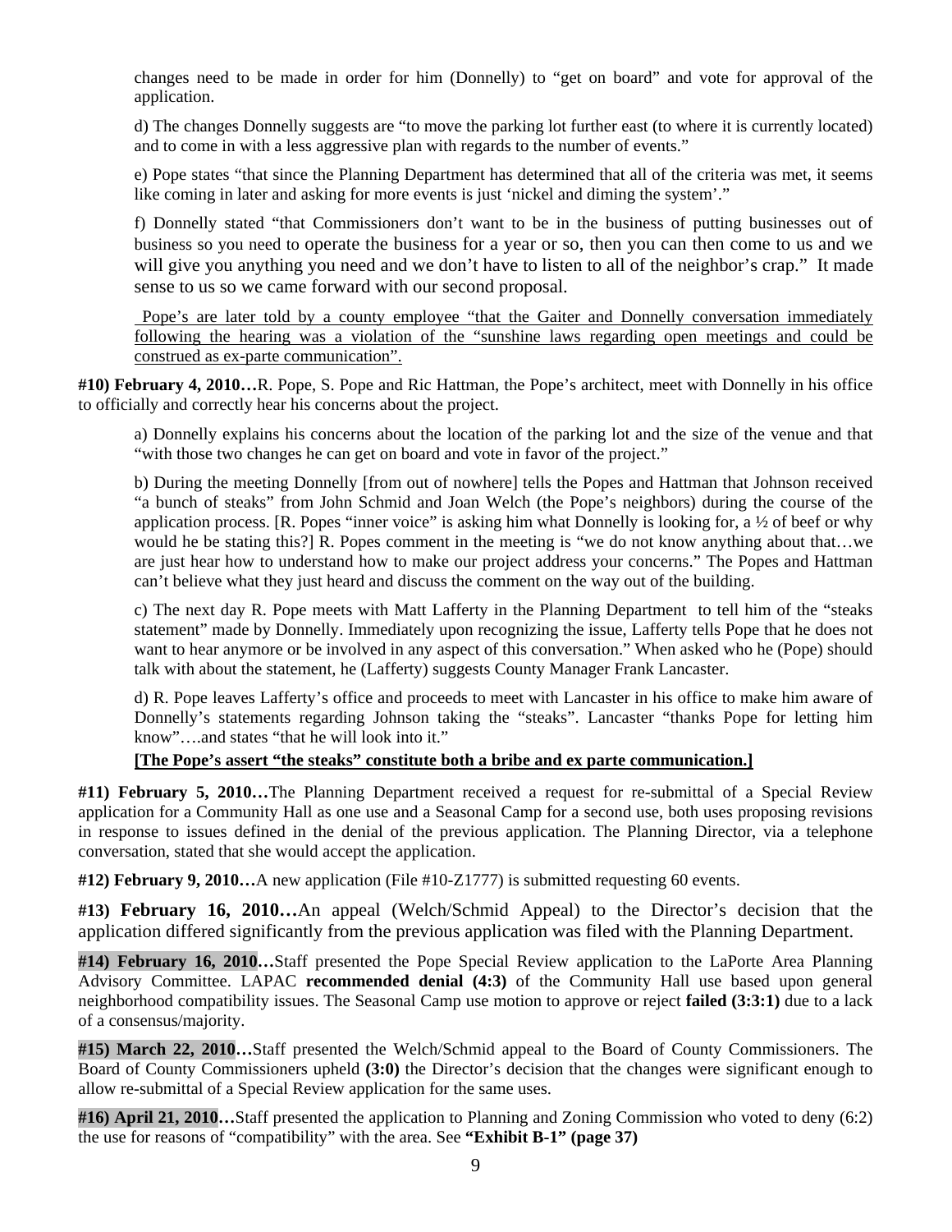changes need to be made in order for him (Donnelly) to "get on board" and vote for approval of the application.

d) The changes Donnelly suggests are "to move the parking lot further east (to where it is currently located) and to come in with a less aggressive plan with regards to the number of events."

e) Pope states "that since the Planning Department has determined that all of the criteria was met, it seems like coming in later and asking for more events is just 'nickel and diming the system'."

f) Donnelly stated "that Commissioners don't want to be in the business of putting businesses out of business so you need to operate the business for a year or so, then you can then come to us and we will give you anything you need and we don't have to listen to all of the neighbor's crap." It made sense to us so we came forward with our second proposal.

<u>Pope's are later told by a county employee "that the Gaiter and Donnelly conversation immediately following the hearing was a violation of the "sunshine laws regarding open meetings and could be construed as ex-parte communication".</u>

**#10) February 4, 2010…**R. Pope, S. Pope and Ric Hattman, the Pope's architect, meet with Donnelly in his office to officially and correctly hear his concerns about the project.

a) Donnelly explains his concerns about the location of the parking lot and the size of the venue and that "with those two changes he can get on board and vote in favor of the project."

b) During the meeting Donnelly [from out of nowhere] tells the Popes and Hattman that Johnson received "a bunch of steaks" from John Schmid and Joan Welch (the Pope's neighbors) during the course of the application process. [R. Popes "inner voice" is asking him what Donnelly is looking for, a ½ of beef or why would he be stating this?] R. Popes comment in the meeting is "we do not know anything about that…we are just hear how to understand how to make our project address your concerns." The Popes and Hattman can't believe what they just heard and discuss the comment on the way out of the building.

c) The next day R. Pope meets with Matt Lafferty in the Planning Department to tell him of the "steaks statement" made by Donnelly. Immediately upon recognizing the issue, Lafferty tells Pope that he does not want to hear anymore or be involved in any aspect of this conversation." When asked who he (Pope) should talk with about the statement, he (Lafferty) suggests County Manager Frank Lancaster.

d) R. Pope leaves Lafferty's office and proceeds to meet with Lancaster in his office to make him aware of Donnelly's statements regarding Johnson taking the "steaks". Lancaster "thanks Pope for letting him know"….and states "that he will look into it."

<u>**[The Pope's assert "the steaks" constitute both a bribe and ex parte communication.]**</u>

**#11) February 5, 2010…**The Planning Department received a request for re-submittal of a Special Review application for a Community Hall as one use and a Seasonal Camp for a second use, both uses proposing revisions in response to issues defined in the denial of the previous application. The Planning Director, via a telephone conversation, stated that she would accept the application.

**#12) February 9, 2010…**A new application (File #10-Z1777) is submitted requesting 60 events.

**#13) February 16, 2010…**An appeal (Welch/Schmid Appeal) to the Director's decision that the application differed significantly from the previous application was filed with the Planning Department.

**#14) February 16, 2010…**Staff presented the Pope Special Review application to the LaPorte Area Planning Advisory Committee. LAPAC **recommended denial (4:3)** of the Community Hall use based upon general neighborhood compatibility issues. The Seasonal Camp use motion to approve or reject **failed (3:3:1)** due to a lack of a consensus/majority.

**#15) March 22, 2010…**Staff presented the Welch/Schmid appeal to the Board of County Commissioners. The Board of County Commissioners upheld **(3:0)** the Director's decision that the changes were significant enough to allow re-submittal of a Special Review application for the same uses.

**#16) April 21, 2010…**Staff presented the application to Planning and Zoning Commission who voted to deny (6:2) the use for reasons of "compatibility" with the area. See **"Exhibit B-1" (page 37)**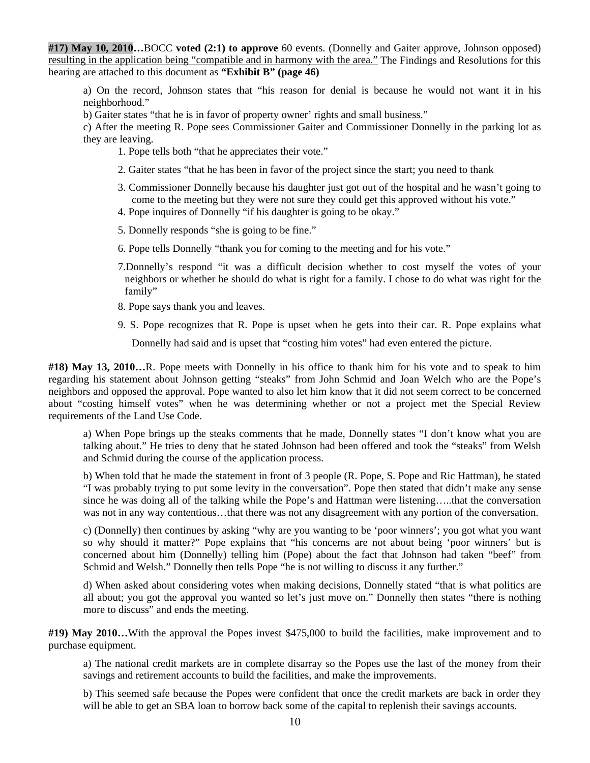**#17) May 10, 2010…**BOCC **voted (2:1) to approve** 60 events. (Donnelly and Gaiter approve, Johnson opposed) <u>resulting in the application being "compatible and in harmony with the area."</u> The Findings and Resolutions for this hearing are attached to this document as **"Exhibit B" (page 46)**

a) On the record, Johnson states that "his reason for denial is because he would not want it in his neighborhood."

b) Gaiter states "that he is in favor of property owner' rights and small business."

c) After the meeting R. Pope sees Commissioner Gaiter and Commissioner Donnelly in the parking lot as they are leaving.

1. Pope tells both "that he appreciates their vote."
2. Gaiter states "that he has been in favor of the project since the start; you need to thank
3. Commissioner Donnelly because his daughter just got out of the hospital and he wasn't going to come to the meeting but they were not sure they could get this approved without his vote."
4. Pope inquires of Donnelly "if his daughter is going to be okay."
5. Donnelly responds "she is going to be fine."
6. Pope tells Donnelly "thank you for coming to the meeting and for his vote."
7. Donnelly's respond "it was a difficult decision whether to cost myself the votes of your neighbors or whether he should do what is right for a family. I chose to do what was right for the family"
8. Pope says thank you and leaves.
9. S. Pope recognizes that R. Pope is upset when he gets into their car. R. Pope explains what Donnelly had said and is upset that "costing him votes" had even entered the picture.

**#18) May 13, 2010…**R. Pope meets with Donnelly in his office to thank him for his vote and to speak to him regarding his statement about Johnson getting "steaks" from John Schmid and Joan Welch who are the Pope's neighbors and opposed the approval. Pope wanted to also let him know that it did not seem correct to be concerned about "costing himself votes" when he was determining whether or not a project met the Special Review requirements of the Land Use Code.

a) When Pope brings up the steaks comments that he made, Donnelly states "I don't know what you are talking about." He tries to deny that he stated Johnson had been offered and took the "steaks" from Welsh and Schmid during the course of the application process.

b) When told that he made the statement in front of 3 people (R. Pope, S. Pope and Ric Hattman), he stated "I was probably trying to put some levity in the conversation". Pope then stated that didn't make any sense since he was doing all of the talking while the Pope's and Hattman were listening…..that the conversation was not in any way contentious…that there was not any disagreement with any portion of the conversation.

c) (Donnelly) then continues by asking "why are you wanting to be 'poor winners'; you got what you want so why should it matter?" Pope explains that "his concerns are not about being 'poor winners' but is concerned about him (Donnelly) telling him (Pope) about the fact that Johnson had taken "beef" from Schmid and Welsh." Donnelly then tells Pope "he is not willing to discuss it any further."

d) When asked about considering votes when making decisions, Donnelly stated "that is what politics are all about; you got the approval you wanted so let's just move on." Donnelly then states "there is nothing more to discuss" and ends the meeting.

**#19) May 2010…**With the approval the Popes invest $475,000 to build the facilities, make improvement and to purchase equipment.

a) The national credit markets are in complete disarray so the Popes use the last of the money from their savings and retirement accounts to build the facilities, and make the improvements.

b) This seemed safe because the Popes were confident that once the credit markets are back in order they will be able to get an SBA loan to borrow back some of the capital to replenish their savings accounts.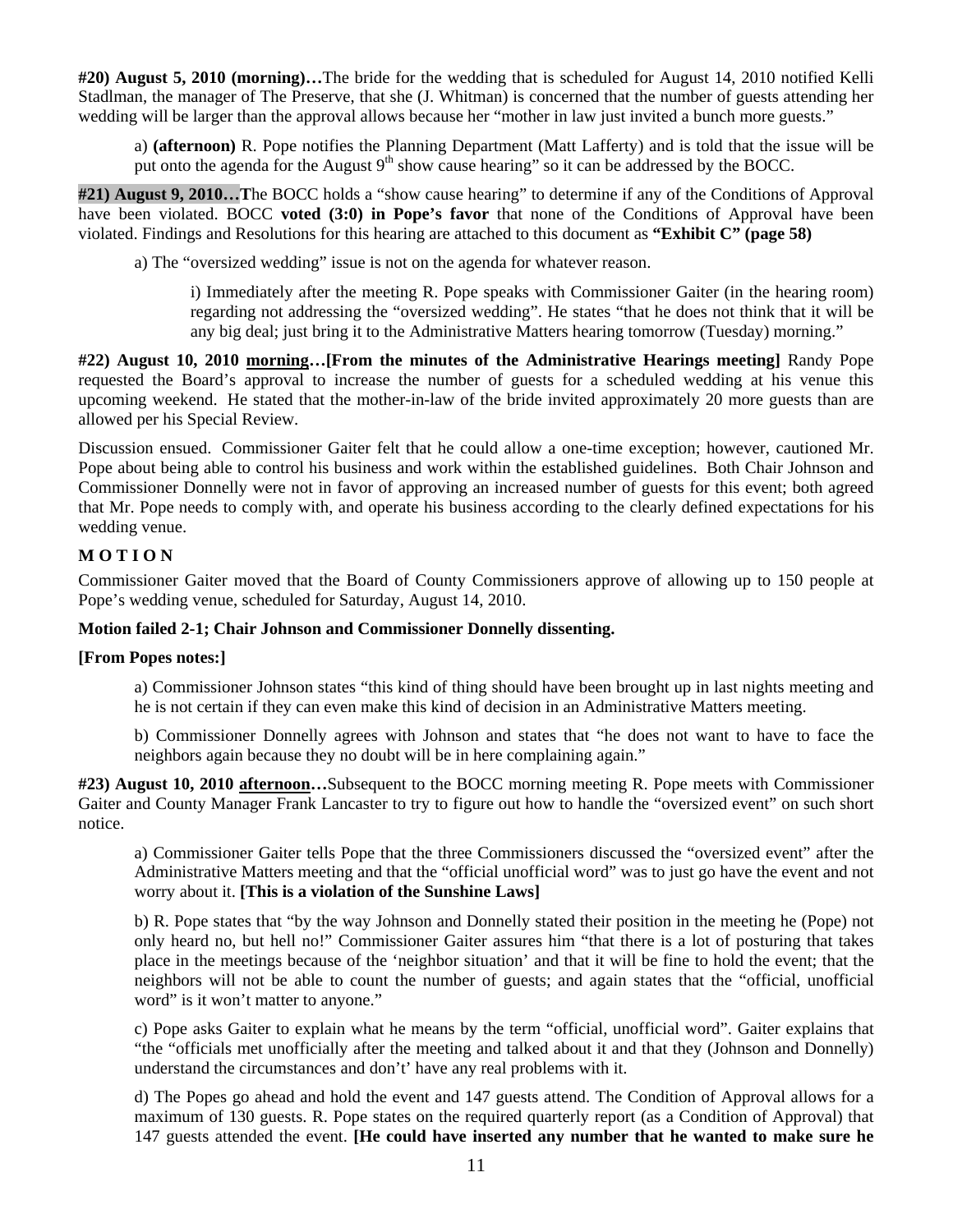**#20) August 5, 2010 (morning)…**The bride for the wedding that is scheduled for August 14, 2010 notified Kelli Stadlman, the manager of The Preserve, that she (J. Whitman) is concerned that the number of guests attending her wedding will be larger than the approval allows because her "mother in law just invited a bunch more guests."

a) **(afternoon)** R. Pope notifies the Planning Department (Matt Lafferty) and is told that the issue will be put onto the agenda for the August 9th show cause hearing" so it can be addressed by the BOCC.

**#21) August 9, 2010…T**he BOCC holds a "show cause hearing" to determine if any of the Conditions of Approval have been violated. BOCC **voted (3:0) in Pope's favor** that none of the Conditions of Approval have been violated. Findings and Resolutions for this hearing are attached to this document as **"Exhibit C" (page 58)**

a) The "oversized wedding" issue is not on the agenda for whatever reason.

i) Immediately after the meeting R. Pope speaks with Commissioner Gaiter (in the hearing room) regarding not addressing the "oversized wedding". He states "that he does not think that it will be any big deal; just bring it to the Administrative Matters hearing tomorrow (Tuesday) morning."

**#22) August 10, 2010 morning…[From the minutes of the Administrative Hearings meeting]** Randy Pope requested the Board's approval to increase the number of guests for a scheduled wedding at his venue this upcoming weekend. He stated that the mother-in-law of the bride invited approximately 20 more guests than are allowed per his Special Review.

Discussion ensued. Commissioner Gaiter felt that he could allow a one-time exception; however, cautioned Mr. Pope about being able to control his business and work within the established guidelines. Both Chair Johnson and Commissioner Donnelly were not in favor of approving an increased number of guests for this event; both agreed that Mr. Pope needs to comply with, and operate his business according to the clearly defined expectations for his wedding venue.

**M O T I O N**

Commissioner Gaiter moved that the Board of County Commissioners approve of allowing up to 150 people at Pope's wedding venue, scheduled for Saturday, August 14, 2010.

**Motion failed 2-1; Chair Johnson and Commissioner Donnelly dissenting.**

**[From Popes notes:]**

a) Commissioner Johnson states "this kind of thing should have been brought up in last nights meeting and he is not certain if they can even make this kind of decision in an Administrative Matters meeting.

b) Commissioner Donnelly agrees with Johnson and states that "he does not want to have to face the neighbors again because they no doubt will be in here complaining again."

**#23) August 10, 2010 afternoon…**Subsequent to the BOCC morning meeting R. Pope meets with Commissioner Gaiter and County Manager Frank Lancaster to try to figure out how to handle the "oversized event" on such short notice.

a) Commissioner Gaiter tells Pope that the three Commissioners discussed the "oversized event" after the Administrative Matters meeting and that the "official unofficial word" was to just go have the event and not worry about it. **[This is a violation of the Sunshine Laws]**

b) R. Pope states that "by the way Johnson and Donnelly stated their position in the meeting he (Pope) not only heard no, but hell no!" Commissioner Gaiter assures him "that there is a lot of posturing that takes place in the meetings because of the 'neighbor situation' and that it will be fine to hold the event; that the neighbors will not be able to count the number of guests; and again states that the "official, unofficial word" is it won't matter to anyone."

c) Pope asks Gaiter to explain what he means by the term "official, unofficial word". Gaiter explains that "the "officials met unofficially after the meeting and talked about it and that they (Johnson and Donnelly) understand the circumstances and don't' have any real problems with it.

d) The Popes go ahead and hold the event and 147 guests attend. The Condition of Approval allows for a maximum of 130 guests. R. Pope states on the required quarterly report (as a Condition of Approval) that 147 guests attended the event. **[He could have inserted any number that he wanted to make sure he**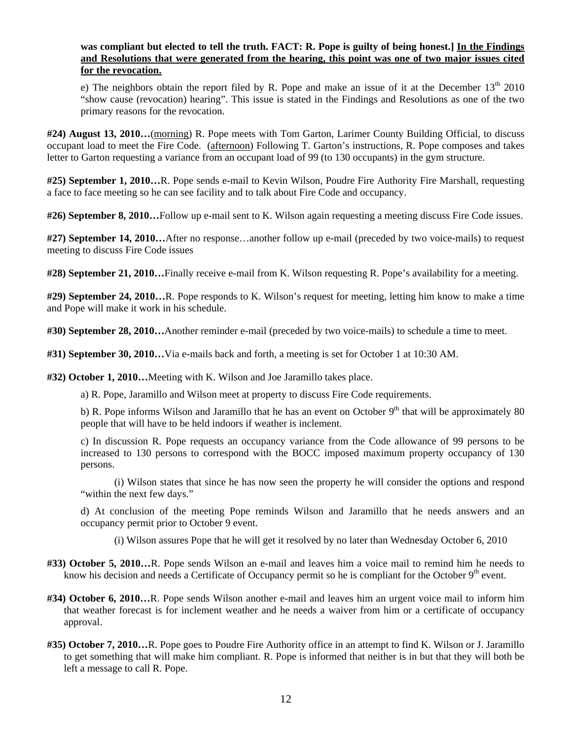**was compliant but elected to tell the truth. FACT: R. Pope is guilty of being honest.]** **<u>In the Findings and Resolutions that were generated from the hearing, this point was one of two major issues cited for the revocation.</u>**

e) The neighbors obtain the report filed by R. Pope and make an issue of it at the December 13th 2010 "show cause (revocation) hearing". This issue is stated in the Findings and Resolutions as one of the two primary reasons for the revocation.

**#24) August 13, 2010…**(<u>morning</u>) R. Pope meets with Tom Garton, Larimer County Building Official, to discuss occupant load to meet the Fire Code. (<u>afternoon</u>) Following T. Garton's instructions, R. Pope composes and takes letter to Garton requesting a variance from an occupant load of 99 (to 130 occupants) in the gym structure.

**#25) September 1, 2010…**R. Pope sends e-mail to Kevin Wilson, Poudre Fire Authority Fire Marshall, requesting a face to face meeting so he can see facility and to talk about Fire Code and occupancy.

**#26) September 8, 2010…**Follow up e-mail sent to K. Wilson again requesting a meeting discuss Fire Code issues.

**#27) September 14, 2010…**After no response…another follow up e-mail (preceded by two voice-mails) to request meeting to discuss Fire Code issues

**#28) September 21, 2010…**Finally receive e-mail from K. Wilson requesting R. Pope's availability for a meeting.

**#29) September 24, 2010…**R. Pope responds to K. Wilson's request for meeting, letting him know to make a time and Pope will make it work in his schedule.

**#30) September 28, 2010…**Another reminder e-mail (preceded by two voice-mails) to schedule a time to meet.

**#31) September 30, 2010…**Via e-mails back and forth, a meeting is set for October 1 at 10:30 AM.

**#32) October 1, 2010…**Meeting with K. Wilson and Joe Jaramillo takes place.

a) R. Pope, Jaramillo and Wilson meet at property to discuss Fire Code requirements.

b) R. Pope informs Wilson and Jaramillo that he has an event on October 9th that will be approximately 80 people that will have to be held indoors if weather is inclement.

c) In discussion R. Pope requests an occupancy variance from the Code allowance of 99 persons to be increased to 130 persons to correspond with the BOCC imposed maximum property occupancy of 130 persons.

(i) Wilson states that since he has now seen the property he will consider the options and respond "within the next few days."

d) At conclusion of the meeting Pope reminds Wilson and Jaramillo that he needs answers and an occupancy permit prior to October 9 event.

(i) Wilson assures Pope that he will get it resolved by no later than Wednesday October 6, 2010

**#33) October 5, 2010…**R. Pope sends Wilson an e-mail and leaves him a voice mail to remind him he needs to know his decision and needs a Certificate of Occupancy permit so he is compliant for the October 9th event.

**#34) October 6, 2010…**R. Pope sends Wilson another e-mail and leaves him an urgent voice mail to inform him that weather forecast is for inclement weather and he needs a waiver from him or a certificate of occupancy approval.

**#35) October 7, 2010…**R. Pope goes to Poudre Fire Authority office in an attempt to find K. Wilson or J. Jaramillo to get something that will make him compliant. R. Pope is informed that neither is in but that they will both be left a message to call R. Pope.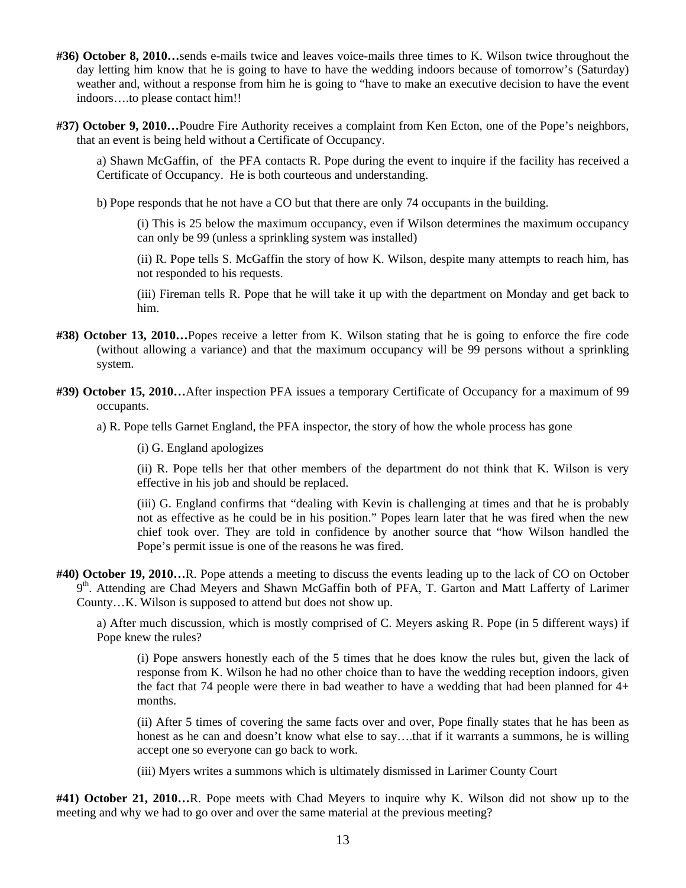**#36) October 8, 2010…**sends e-mails twice and leaves voice-mails three times to K. Wilson twice throughout the day letting him know that he is going to have to have the wedding indoors because of tomorrow's (Saturday) weather and, without a response from him he is going to "have to make an executive decision to have the event indoors….to please contact him!!

**#37) October 9, 2010…**Poudre Fire Authority receives a complaint from Ken Ecton, one of the Pope's neighbors, that an event is being held without a Certificate of Occupancy.

a) Shawn McGaffin, of the PFA contacts R. Pope during the event to inquire if the facility has received a Certificate of Occupancy. He is both courteous and understanding.

b) Pope responds that he not have a CO but that there are only 74 occupants in the building.

(i) This is 25 below the maximum occupancy, even if Wilson determines the maximum occupancy can only be 99 (unless a sprinkling system was installed)

(ii) R. Pope tells S. McGaffin the story of how K. Wilson, despite many attempts to reach him, has not responded to his requests.

(iii) Fireman tells R. Pope that he will take it up with the department on Monday and get back to him.

**#38) October 13, 2010…**Popes receive a letter from K. Wilson stating that he is going to enforce the fire code (without allowing a variance) and that the maximum occupancy will be 99 persons without a sprinkling system.

**#39) October 15, 2010…**After inspection PFA issues a temporary Certificate of Occupancy for a maximum of 99 occupants.

a) R. Pope tells Garnet England, the PFA inspector, the story of how the whole process has gone

(i) G. England apologizes

(ii) R. Pope tells her that other members of the department do not think that K. Wilson is very effective in his job and should be replaced.

(iii) G. England confirms that "dealing with Kevin is challenging at times and that he is probably not as effective as he could be in his position." Popes learn later that he was fired when the new chief took over. They are told in confidence by another source that "how Wilson handled the Pope's permit issue is one of the reasons he was fired.

**#40) October 19, 2010…**R. Pope attends a meeting to discuss the events leading up to the lack of CO on October 9th. Attending are Chad Meyers and Shawn McGaffin both of PFA, T. Garton and Matt Lafferty of Larimer County…K. Wilson is supposed to attend but does not show up.

a) After much discussion, which is mostly comprised of C. Meyers asking R. Pope (in 5 different ways) if Pope knew the rules?

(i) Pope answers honestly each of the 5 times that he does know the rules but, given the lack of response from K. Wilson he had no other choice than to have the wedding reception indoors, given the fact that 74 people were there in bad weather to have a wedding that had been planned for 4+ months.

(ii) After 5 times of covering the same facts over and over, Pope finally states that he has been as honest as he can and doesn't know what else to say….that if it warrants a summons, he is willing accept one so everyone can go back to work.

(iii) Myers writes a summons which is ultimately dismissed in Larimer County Court

**#41) October 21, 2010…**R. Pope meets with Chad Meyers to inquire why K. Wilson did not show up to the meeting and why we had to go over and over the same material at the previous meeting?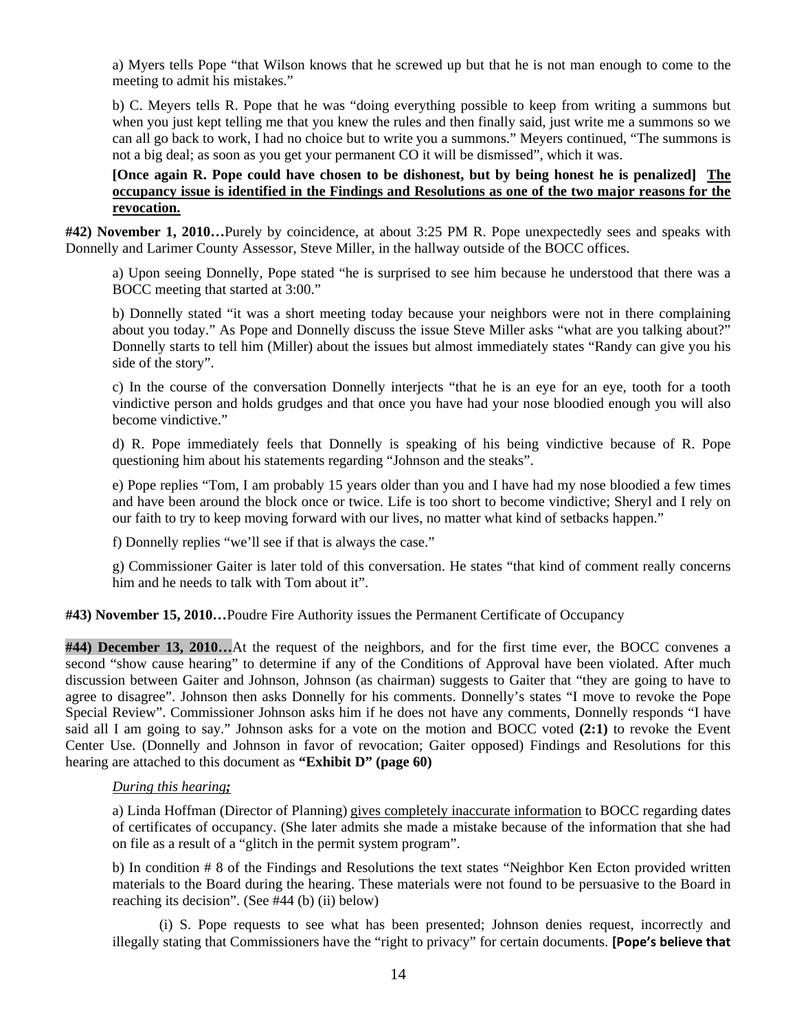a) Myers tells Pope "that Wilson knows that he screwed up but that he is not man enough to come to the meeting to admit his mistakes."

b) C. Meyers tells R. Pope that he was "doing everything possible to keep from writing a summons but when you just kept telling me that you knew the rules and then finally said, just write me a summons so we can all go back to work, I had no choice but to write you a summons." Meyers continued, "The summons is not a big deal; as soon as you get your permanent CO it will be dismissed", which it was.

**[Once again R. Pope could have chosen to be dishonest, but by being honest he is penalized] <u>The occupancy issue is identified in the Findings and Resolutions as one of the two major reasons for the revocation.</u>**

**#42) November 1, 2010…**Purely by coincidence, at about 3:25 PM R. Pope unexpectedly sees and speaks with Donnelly and Larimer County Assessor, Steve Miller, in the hallway outside of the BOCC offices.

a) Upon seeing Donnelly, Pope stated "he is surprised to see him because he understood that there was a BOCC meeting that started at 3:00."

b) Donnelly stated "it was a short meeting today because your neighbors were not in there complaining about you today." As Pope and Donnelly discuss the issue Steve Miller asks "what are you talking about?" Donnelly starts to tell him (Miller) about the issues but almost immediately states "Randy can give you his side of the story".

c) In the course of the conversation Donnelly interjects "that he is an eye for an eye, tooth for a tooth vindictive person and holds grudges and that once you have had your nose bloodied enough you will also become vindictive."

d) R. Pope immediately feels that Donnelly is speaking of his being vindictive because of R. Pope questioning him about his statements regarding "Johnson and the steaks".

e) Pope replies "Tom, I am probably 15 years older than you and I have had my nose bloodied a few times and have been around the block once or twice. Life is too short to become vindictive; Sheryl and I rely on our faith to try to keep moving forward with our lives, no matter what kind of setbacks happen."

f) Donnelly replies "we'll see if that is always the case."

g) Commissioner Gaiter is later told of this conversation. He states "that kind of comment really concerns him and he needs to talk with Tom about it".

**#43) November 15, 2010…**Poudre Fire Authority issues the Permanent Certificate of Occupancy

**#44) December 13, 2010…**At the request of the neighbors, and for the first time ever, the BOCC convenes a second "show cause hearing" to determine if any of the Conditions of Approval have been violated. After much discussion between Gaiter and Johnson, Johnson (as chairman) suggests to Gaiter that "they are going to have to agree to disagree". Johnson then asks Donnelly for his comments. Donnelly's states "I move to revoke the Pope Special Review". Commissioner Johnson asks him if he does not have any comments, Donnelly responds "I have said all I am going to say." Johnson asks for a vote on the motion and BOCC voted **(2:1)** to revoke the Event Center Use. (Donnelly and Johnson in favor of revocation; Gaiter opposed) Findings and Resolutions for this hearing are attached to this document as **"Exhibit D" (page 60)**

*<u>During this hearing</u>***;**

a) Linda Hoffman (Director of Planning) <u>gives completely inaccurate information</u> to BOCC regarding dates of certificates of occupancy. (She later admits she made a mistake because of the information that she had on file as a result of a "glitch in the permit system program".

b) In condition # 8 of the Findings and Resolutions the text states "Neighbor Ken Ecton provided written materials to the Board during the hearing. These materials were not found to be persuasive to the Board in reaching its decision". (See #44 (b) (ii) below)

(i) S. Pope requests to see what has been presented; Johnson denies request, incorrectly and illegally stating that Commissioners have the "right to privacy" for certain documents. **[Pope's believe that**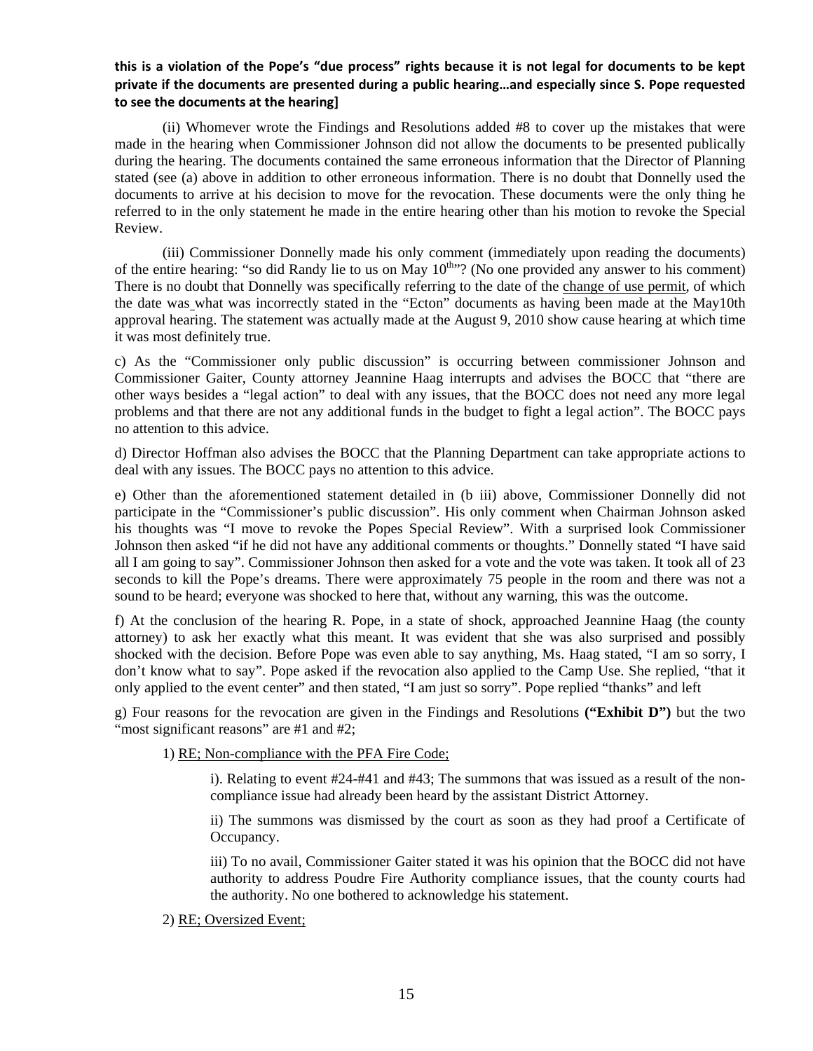**this is a violation of the Pope's "due process" rights because it is not legal for documents to be kept private if the documents are presented during a public hearing…and especially since S. Pope requested to see the documents at the hearing]**

(ii) Whomever wrote the Findings and Resolutions added #8 to cover up the mistakes that were made in the hearing when Commissioner Johnson did not allow the documents to be presented publically during the hearing. The documents contained the same erroneous information that the Director of Planning stated (see (a) above in addition to other erroneous information. There is no doubt that Donnelly used the documents to arrive at his decision to move for the revocation. These documents were the only thing he referred to in the only statement he made in the entire hearing other than his motion to revoke the Special Review.

(iii) Commissioner Donnelly made his only comment (immediately upon reading the documents) of the entire hearing: "so did Randy lie to us on May 10th"? (No one provided any answer to his comment) There is no doubt that Donnelly was specifically referring to the date of the <u>change of use permit</u>, of which the date was what was incorrectly stated in the "Ecton" documents as having been made at the May10th approval hearing. The statement was actually made at the August 9, 2010 show cause hearing at which time it was most definitely true.

c) As the "Commissioner only public discussion" is occurring between commissioner Johnson and Commissioner Gaiter, County attorney Jeannine Haag interrupts and advises the BOCC that "there are other ways besides a "legal action" to deal with any issues, that the BOCC does not need any more legal problems and that there are not any additional funds in the budget to fight a legal action". The BOCC pays no attention to this advice.

d) Director Hoffman also advises the BOCC that the Planning Department can take appropriate actions to deal with any issues. The BOCC pays no attention to this advice.

e) Other than the aforementioned statement detailed in (b iii) above, Commissioner Donnelly did not participate in the "Commissioner's public discussion". His only comment when Chairman Johnson asked his thoughts was "I move to revoke the Popes Special Review". With a surprised look Commissioner Johnson then asked "if he did not have any additional comments or thoughts." Donnelly stated "I have said all I am going to say". Commissioner Johnson then asked for a vote and the vote was taken. It took all of 23 seconds to kill the Pope's dreams. There were approximately 75 people in the room and there was not a sound to be heard; everyone was shocked to here that, without any warning, this was the outcome.

f) At the conclusion of the hearing R. Pope, in a state of shock, approached Jeannine Haag (the county attorney) to ask her exactly what this meant. It was evident that she was also surprised and possibly shocked with the decision. Before Pope was even able to say anything, Ms. Haag stated, "I am so sorry, I don't know what to say". Pope asked if the revocation also applied to the Camp Use. She replied, "that it only applied to the event center" and then stated, "I am just so sorry". Pope replied "thanks" and left

g) Four reasons for the revocation are given in the Findings and Resolutions **("Exhibit D")** but the two "most significant reasons" are #1 and #2;

1) <u>RE; Non-compliance with the PFA Fire Code;</u>

i). Relating to event #24-#41 and #43; The summons that was issued as a result of the non-compliance issue had already been heard by the assistant District Attorney.

ii) The summons was dismissed by the court as soon as they had proof a Certificate of Occupancy.

iii) To no avail, Commissioner Gaiter stated it was his opinion that the BOCC did not have authority to address Poudre Fire Authority compliance issues, that the county courts had the authority. No one bothered to acknowledge his statement.

2) <u>RE; Oversized Event;</u>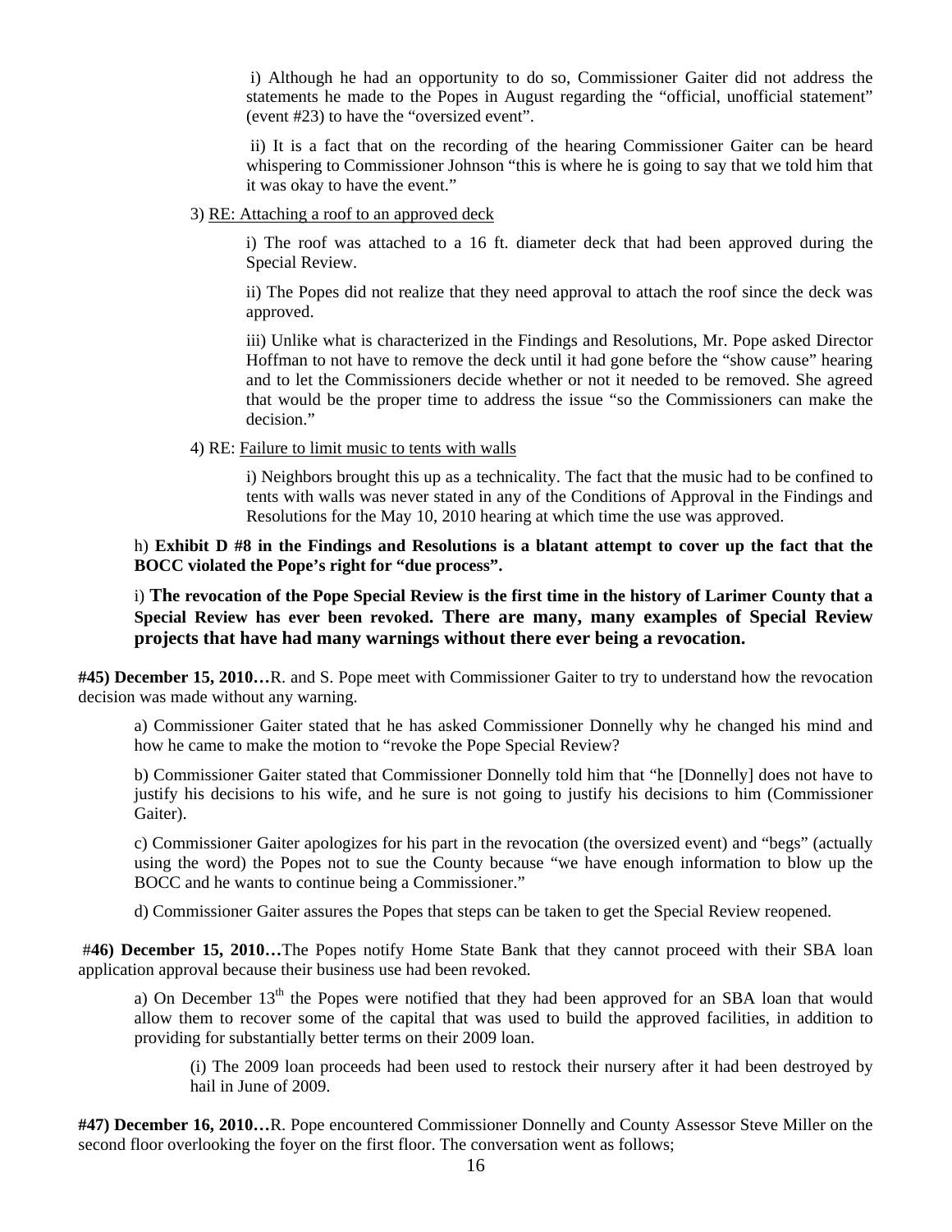i) Although he had an opportunity to do so, Commissioner Gaiter did not address the statements he made to the Popes in August regarding the "official, unofficial statement" (event #23) to have the "oversized event".

ii) It is a fact that on the recording of the hearing Commissioner Gaiter can be heard whispering to Commissioner Johnson "this is where he is going to say that we told him that it was okay to have the event."

3) RE: Attaching a roof to an approved deck

i) The roof was attached to a 16 ft. diameter deck that had been approved during the Special Review.

ii) The Popes did not realize that they need approval to attach the roof since the deck was approved.

iii) Unlike what is characterized in the Findings and Resolutions, Mr. Pope asked Director Hoffman to not have to remove the deck until it had gone before the "show cause" hearing and to let the Commissioners decide whether or not it needed to be removed. She agreed that would be the proper time to address the issue "so the Commissioners can make the decision."

4) RE: Failure to limit music to tents with walls

i) Neighbors brought this up as a technicality. The fact that the music had to be confined to tents with walls was never stated in any of the Conditions of Approval in the Findings and Resolutions for the May 10, 2010 hearing at which time the use was approved.

h) **Exhibit D #8 in the Findings and Resolutions is a blatant attempt to cover up the fact that the BOCC violated the Pope's right for "due process".**

i) **The revocation of the Pope Special Review is the first time in the history of Larimer County that a Special Review has ever been revoked. There are many, many examples of Special Review projects that have had many warnings without there ever being a revocation.**

**#45) December 15, 2010…**R. and S. Pope meet with Commissioner Gaiter to try to understand how the revocation decision was made without any warning.

a) Commissioner Gaiter stated that he has asked Commissioner Donnelly why he changed his mind and how he came to make the motion to "revoke the Pope Special Review?

b) Commissioner Gaiter stated that Commissioner Donnelly told him that "he [Donnelly] does not have to justify his decisions to his wife, and he sure is not going to justify his decisions to him (Commissioner Gaiter).

c) Commissioner Gaiter apologizes for his part in the revocation (the oversized event) and "begs" (actually using the word) the Popes not to sue the County because "we have enough information to blow up the BOCC and he wants to continue being a Commissioner."

d) Commissioner Gaiter assures the Popes that steps can be taken to get the Special Review reopened.

#**46) December 15, 2010…**The Popes notify Home State Bank that they cannot proceed with their SBA loan application approval because their business use had been revoked.

a) On December 13th the Popes were notified that they had been approved for an SBA loan that would allow them to recover some of the capital that was used to build the approved facilities, in addition to providing for substantially better terms on their 2009 loan.

(i) The 2009 loan proceeds had been used to restock their nursery after it had been destroyed by hail in June of 2009.

**#47) December 16, 2010…**R. Pope encountered Commissioner Donnelly and County Assessor Steve Miller on the second floor overlooking the foyer on the first floor. The conversation went as follows;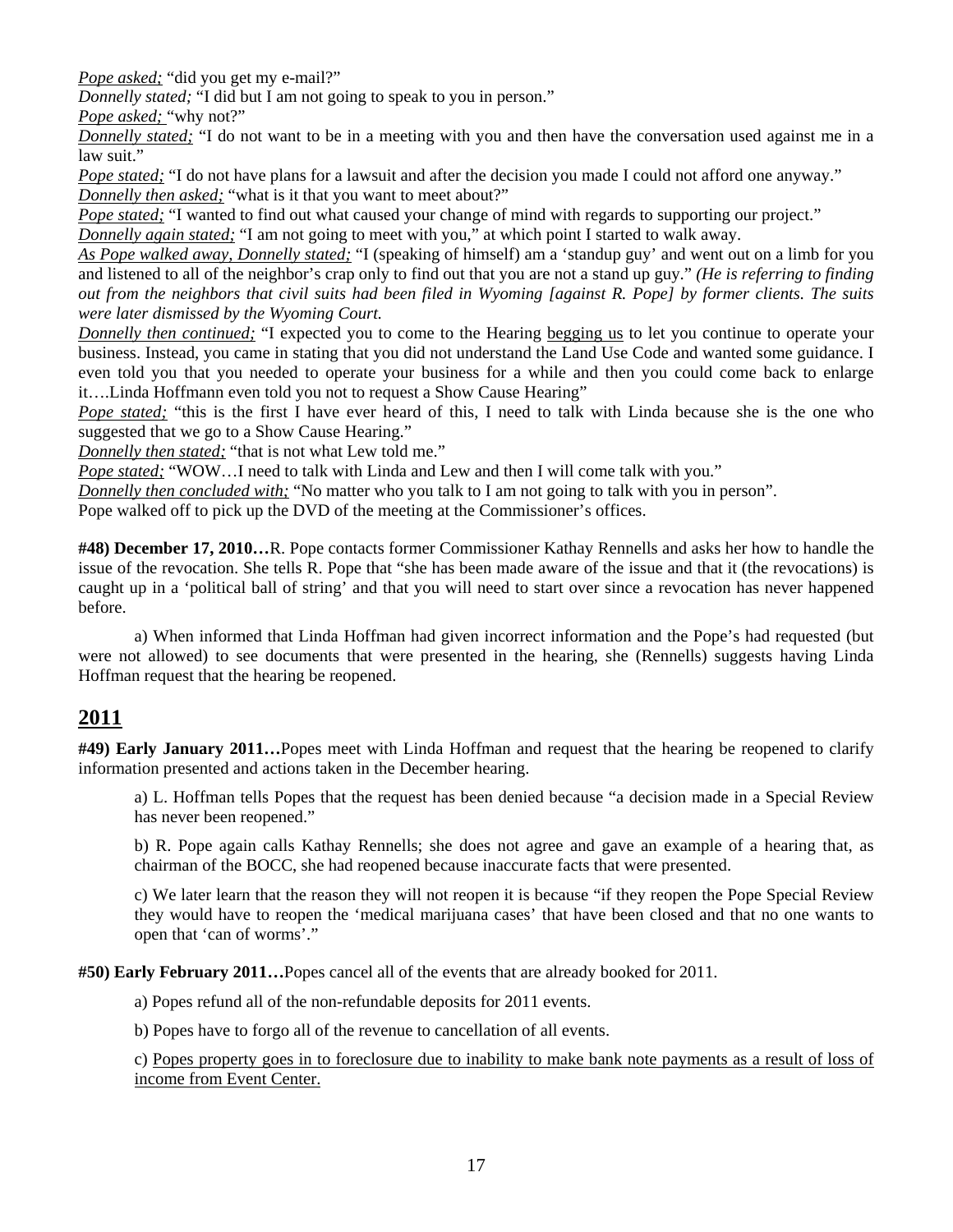*Pope asked;* "did you get my e-mail?"

*Donnelly stated;* "I did but I am not going to speak to you in person."

*Pope asked;* "why not?"

*Donnelly stated;* "I do not want to be in a meeting with you and then have the conversation used against me in a law suit."

*Pope stated;* "I do not have plans for a lawsuit and after the decision you made I could not afford one anyway."

*Donnelly then asked;* "what is it that you want to meet about?"

*Pope stated;* "I wanted to find out what caused your change of mind with regards to supporting our project."

*Donnelly again stated;* "I am not going to meet with you," at which point I started to walk away.

*As Pope walked away, Donnelly stated;* "I (speaking of himself) am a 'standup guy' and went out on a limb for you and listened to all of the neighbor's crap only to find out that you are not a stand up guy." *(He is referring to finding out from the neighbors that civil suits had been filed in Wyoming [against R. Pope] by former clients. The suits were later dismissed by the Wyoming Court.*

*Donnelly then continued;* "I expected you to come to the Hearing begging us to let you continue to operate your business. Instead, you came in stating that you did not understand the Land Use Code and wanted some guidance. I even told you that you needed to operate your business for a while and then you could come back to enlarge it….Linda Hoffmann even told you not to request a Show Cause Hearing"

*Pope stated;* "this is the first I have ever heard of this, I need to talk with Linda because she is the one who suggested that we go to a Show Cause Hearing."

*Donnelly then stated;* "that is not what Lew told me."

*Pope stated;* "WOW…I need to talk with Linda and Lew and then I will come talk with you."

*Donnelly then concluded with;* "No matter who you talk to I am not going to talk with you in person".

Pope walked off to pick up the DVD of the meeting at the Commissioner's offices.

**#48) December 17, 2010…**R. Pope contacts former Commissioner Kathay Rennells and asks her how to handle the issue of the revocation. She tells R. Pope that "she has been made aware of the issue and that it (the revocations) is caught up in a 'political ball of string' and that you will need to start over since a revocation has never happened before.

a) When informed that Linda Hoffman had given incorrect information and the Pope's had requested (but were not allowed) to see documents that were presented in the hearing, she (Rennells) suggests having Linda Hoffman request that the hearing be reopened.

## 2011

**#49) Early January 2011…**Popes meet with Linda Hoffman and request that the hearing be reopened to clarify information presented and actions taken in the December hearing.

a) L. Hoffman tells Popes that the request has been denied because "a decision made in a Special Review has never been reopened."

b) R. Pope again calls Kathay Rennells; she does not agree and gave an example of a hearing that, as chairman of the BOCC, she had reopened because inaccurate facts that were presented.

c) We later learn that the reason they will not reopen it is because "if they reopen the Pope Special Review they would have to reopen the 'medical marijuana cases' that have been closed and that no one wants to open that 'can of worms'."

**#50) Early February 2011…**Popes cancel all of the events that are already booked for 2011.

a) Popes refund all of the non-refundable deposits for 2011 events.

b) Popes have to forgo all of the revenue to cancellation of all events.

c) Popes property goes in to foreclosure due to inability to make bank note payments as a result of loss of income from Event Center.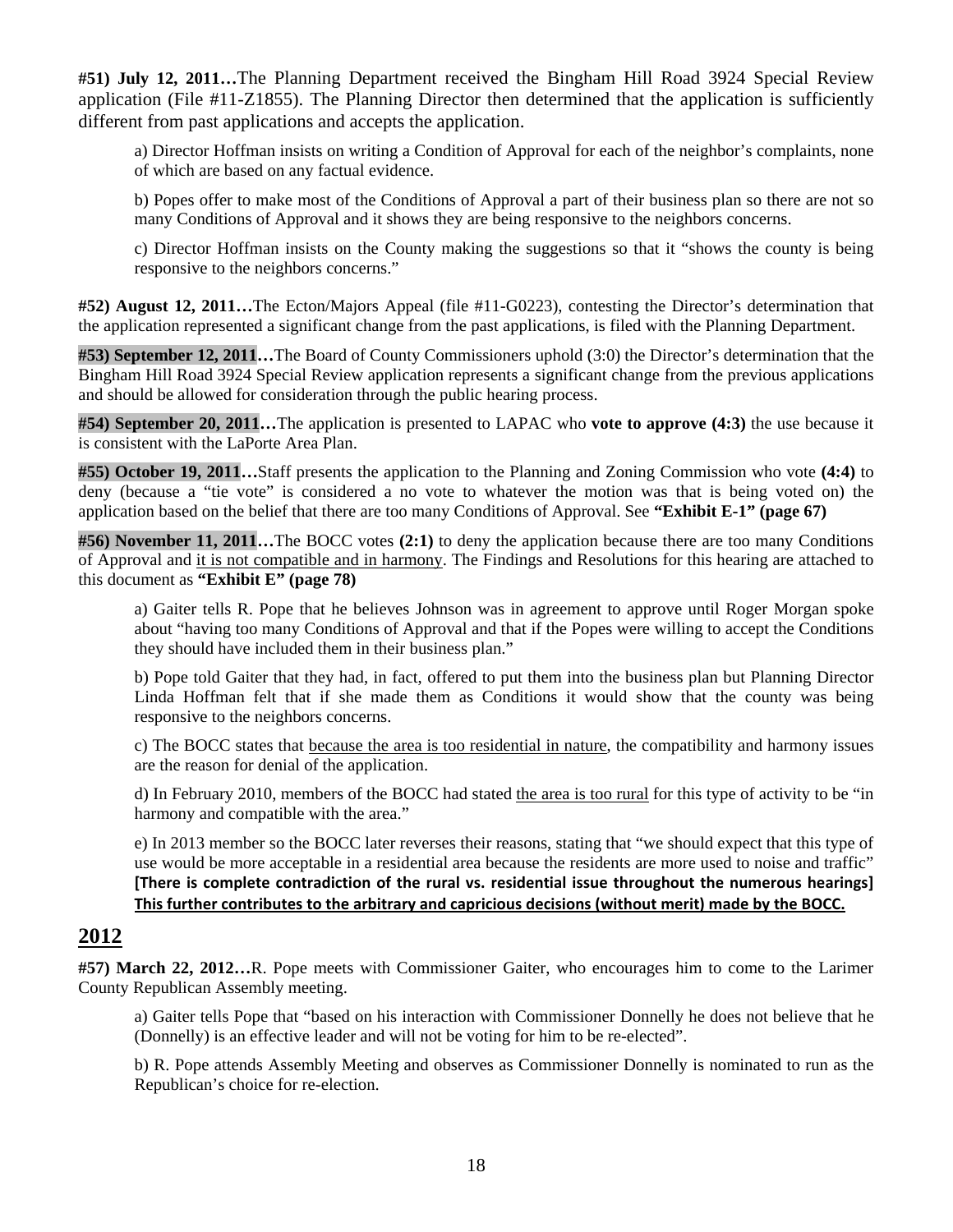**#51) July 12, 2011…**The Planning Department received the Bingham Hill Road 3924 Special Review application (File #11-Z1855). The Planning Director then determined that the application is sufficiently different from past applications and accepts the application.

> a) Director Hoffman insists on writing a Condition of Approval for each of the neighbor's complaints, none of which are based on any factual evidence.
>
> b) Popes offer to make most of the Conditions of Approval a part of their business plan so there are not so many Conditions of Approval and it shows they are being responsive to the neighbors concerns.
>
> c) Director Hoffman insists on the County making the suggestions so that it "shows the county is being responsive to the neighbors concerns."

**#52) August 12, 2011…**The Ecton/Majors Appeal (file #11-G0223), contesting the Director's determination that the application represented a significant change from the past applications, is filed with the Planning Department.

**#53) September 12, 2011…**The Board of County Commissioners uphold (3:0) the Director's determination that the Bingham Hill Road 3924 Special Review application represents a significant change from the previous applications and should be allowed for consideration through the public hearing process.

**#54) September 20, 2011…**The application is presented to LAPAC who **vote to approve (4:3)** the use because it is consistent with the LaPorte Area Plan.

**#55) October 19, 2011…**Staff presents the application to the Planning and Zoning Commission who vote **(4:4)** to deny (because a "tie vote" is considered a no vote to whatever the motion was that is being voted on) the application based on the belief that there are too many Conditions of Approval. See **"Exhibit E-1" (page 67)**

**#56) November 11, 2011…**The BOCC votes **(2:1)** to deny the application because there are too many Conditions of Approval and <u>it is not compatible and in harmony</u>. The Findings and Resolutions for this hearing are attached to this document as **"Exhibit E" (page 78)**

> a) Gaiter tells R. Pope that he believes Johnson was in agreement to approve until Roger Morgan spoke about "having too many Conditions of Approval and that if the Popes were willing to accept the Conditions they should have included them in their business plan."
>
> b) Pope told Gaiter that they had, in fact, offered to put them into the business plan but Planning Director Linda Hoffman felt that if she made them as Conditions it would show that the county was being responsive to the neighbors concerns.
>
> c) The BOCC states that <u>because the area is too residential in nature</u>, the compatibility and harmony issues are the reason for denial of the application.
>
> d) In February 2010, members of the BOCC had stated <u>the area is too rural</u> for this type of activity to be "in harmony and compatible with the area."
>
> e) In 2013 member so the BOCC later reverses their reasons, stating that "we should expect that this type of use would be more acceptable in a residential area because the residents are more used to noise and traffic" **[There is complete contradiction of the rural vs. residential issue throughout the numerous hearings] <u>This further contributes to the arbitrary and capricious decisions (without merit) made by the BOCC.</u>**

## 2012

**#57) March 22, 2012…**R. Pope meets with Commissioner Gaiter, who encourages him to come to the Larimer County Republican Assembly meeting.

> a) Gaiter tells Pope that "based on his interaction with Commissioner Donnelly he does not believe that he (Donnelly) is an effective leader and will not be voting for him to be re-elected".
>
> b) R. Pope attends Assembly Meeting and observes as Commissioner Donnelly is nominated to run as the Republican's choice for re-election.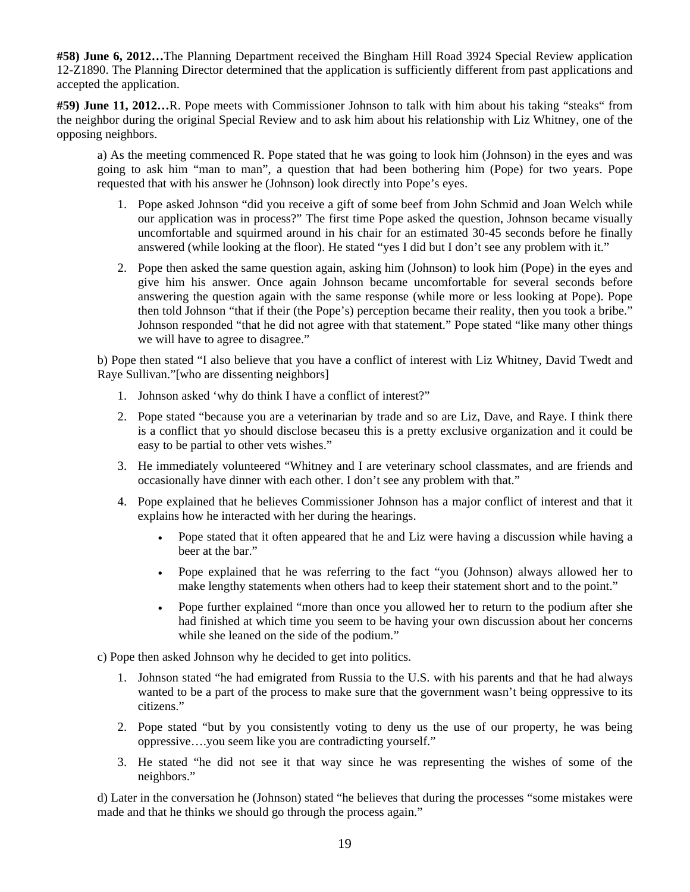**#58) June 6, 2012…**The Planning Department received the Bingham Hill Road 3924 Special Review application 12-Z1890. The Planning Director determined that the application is sufficiently different from past applications and accepted the application.

**#59) June 11, 2012…**R. Pope meets with Commissioner Johnson to talk with him about his taking "steaks" from the neighbor during the original Special Review and to ask him about his relationship with Liz Whitney, one of the opposing neighbors.

a) As the meeting commenced R. Pope stated that he was going to look him (Johnson) in the eyes and was going to ask him "man to man", a question that had been bothering him (Pope) for two years. Pope requested that with his answer he (Johnson) look directly into Pope's eyes.

1. Pope asked Johnson "did you receive a gift of some beef from John Schmid and Joan Welch while our application was in process?" The first time Pope asked the question, Johnson became visually uncomfortable and squirmed around in his chair for an estimated 30-45 seconds before he finally answered (while looking at the floor). He stated "yes I did but I don't see any problem with it."
2. Pope then asked the same question again, asking him (Johnson) to look him (Pope) in the eyes and give him his answer. Once again Johnson became uncomfortable for several seconds before answering the question again with the same response (while more or less looking at Pope). Pope then told Johnson "that if their (the Pope's) perception became their reality, then you took a bribe." Johnson responded "that he did not agree with that statement." Pope stated "like many other things we will have to agree to disagree."

b) Pope then stated "I also believe that you have a conflict of interest with Liz Whitney, David Twedt and Raye Sullivan."[who are dissenting neighbors]

1. Johnson asked 'why do think I have a conflict of interest?"
2. Pope stated "because you are a veterinarian by trade and so are Liz, Dave, and Raye. I think there is a conflict that yo should disclose becaseu this is a pretty exclusive organization and it could be easy to be partial to other vets wishes."
3. He immediately volunteered "Whitney and I are veterinary school classmates, and are friends and occasionally have dinner with each other. I don't see any problem with that."
4. Pope explained that he believes Commissioner Johnson has a major conflict of interest and that it explains how he interacted with her during the hearings.
   - Pope stated that it often appeared that he and Liz were having a discussion while having a beer at the bar."
   - Pope explained that he was referring to the fact "you (Johnson) always allowed her to make lengthy statements when others had to keep their statement short and to the point."
   - Pope further explained "more than once you allowed her to return to the podium after she had finished at which time you seem to be having your own discussion about her concerns while she leaned on the side of the podium."

c) Pope then asked Johnson why he decided to get into politics.

1. Johnson stated "he had emigrated from Russia to the U.S. with his parents and that he had always wanted to be a part of the process to make sure that the government wasn't being oppressive to its citizens."
2. Pope stated "but by you consistently voting to deny us the use of our property, he was being oppressive….you seem like you are contradicting yourself."
3. He stated "he did not see it that way since he was representing the wishes of some of the neighbors."

d) Later in the conversation he (Johnson) stated "he believes that during the processes "some mistakes were made and that he thinks we should go through the process again."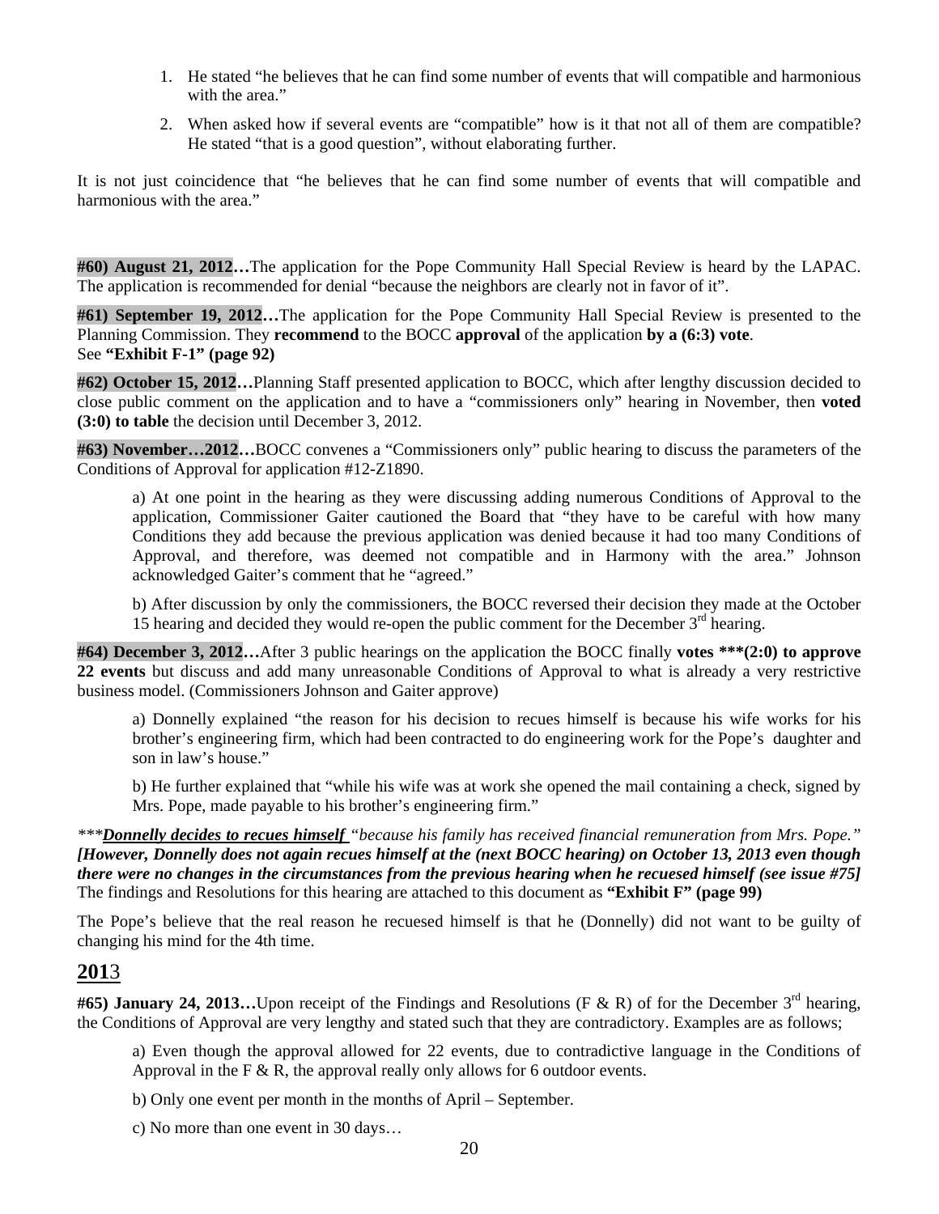1. He stated "he believes that he can find some number of events that will compatible and harmonious with the area."

2. When asked how if several events are "compatible" how is it that not all of them are compatible? He stated "that is a good question", without elaborating further.

It is not just coincidence that "he believes that he can find some number of events that will compatible and harmonious with the area."

**#60) August 21, 2012…**The application for the Pope Community Hall Special Review is heard by the LAPAC. The application is recommended for denial "because the neighbors are clearly not in favor of it".

**#61) September 19, 2012…**The application for the Pope Community Hall Special Review is presented to the Planning Commission. They **recommend** to the BOCC **approval** of the application **by a (6:3) vote**.
See **"Exhibit F-1" (page 92)**

**#62) October 15, 2012…**Planning Staff presented application to BOCC, which after lengthy discussion decided to close public comment on the application and to have a "commissioners only" hearing in November, then **voted (3:0) to table** the decision until December 3, 2012.

**#63) November…2012…**BOCC convenes a "Commissioners only" public hearing to discuss the parameters of the Conditions of Approval for application #12-Z1890.

a) At one point in the hearing as they were discussing adding numerous Conditions of Approval to the application, Commissioner Gaiter cautioned the Board that "they have to be careful with how many Conditions they add because the previous application was denied because it had too many Conditions of Approval, and therefore, was deemed not compatible and in Harmony with the area." Johnson acknowledged Gaiter's comment that he "agreed."

b) After discussion by only the commissioners, the BOCC reversed their decision they made at the October 15 hearing and decided they would re-open the public comment for the December 3rd hearing.

**#64) December 3, 2012…**After 3 public hearings on the application the BOCC finally **votes ***(2:0) to approve 22 events** but discuss and add many unreasonable Conditions of Approval to what is already a very restrictive business model. (Commissioners Johnson and Gaiter approve)

a) Donnelly explained "the reason for his decision to recues himself is because his wife works for his brother's engineering firm, which had been contracted to do engineering work for the Pope's daughter and son in law's house."

b) He further explained that "while his wife was at work she opened the mail containing a check, signed by Mrs. Pope, made payable to his brother's engineering firm."

****Donnelly decides to recues himself* *"because his family has received financial remuneration from Mrs. Pope."* ***[However, Donnelly does not again recues himself at the (next BOCC hearing) on October 13, 2013 even though there were no changes in the circumstances from the previous hearing when he recuesed himself (see issue #75]*** The findings and Resolutions for this hearing are attached to this document as **"Exhibit F" (page 99)**

The Pope's believe that the real reason he recuesed himself is that he (Donnelly) did not want to be guilty of changing his mind for the 4th time.

## 2013

**#65) January 24, 2013…**Upon receipt of the Findings and Resolutions (F & R) of for the December 3rd hearing, the Conditions of Approval are very lengthy and stated such that they are contradictory. Examples are as follows;

a) Even though the approval allowed for 22 events, due to contradictive language in the Conditions of Approval in the F & R, the approval really only allows for 6 outdoor events.

b) Only one event per month in the months of April – September.

c) No more than one event in 30 days…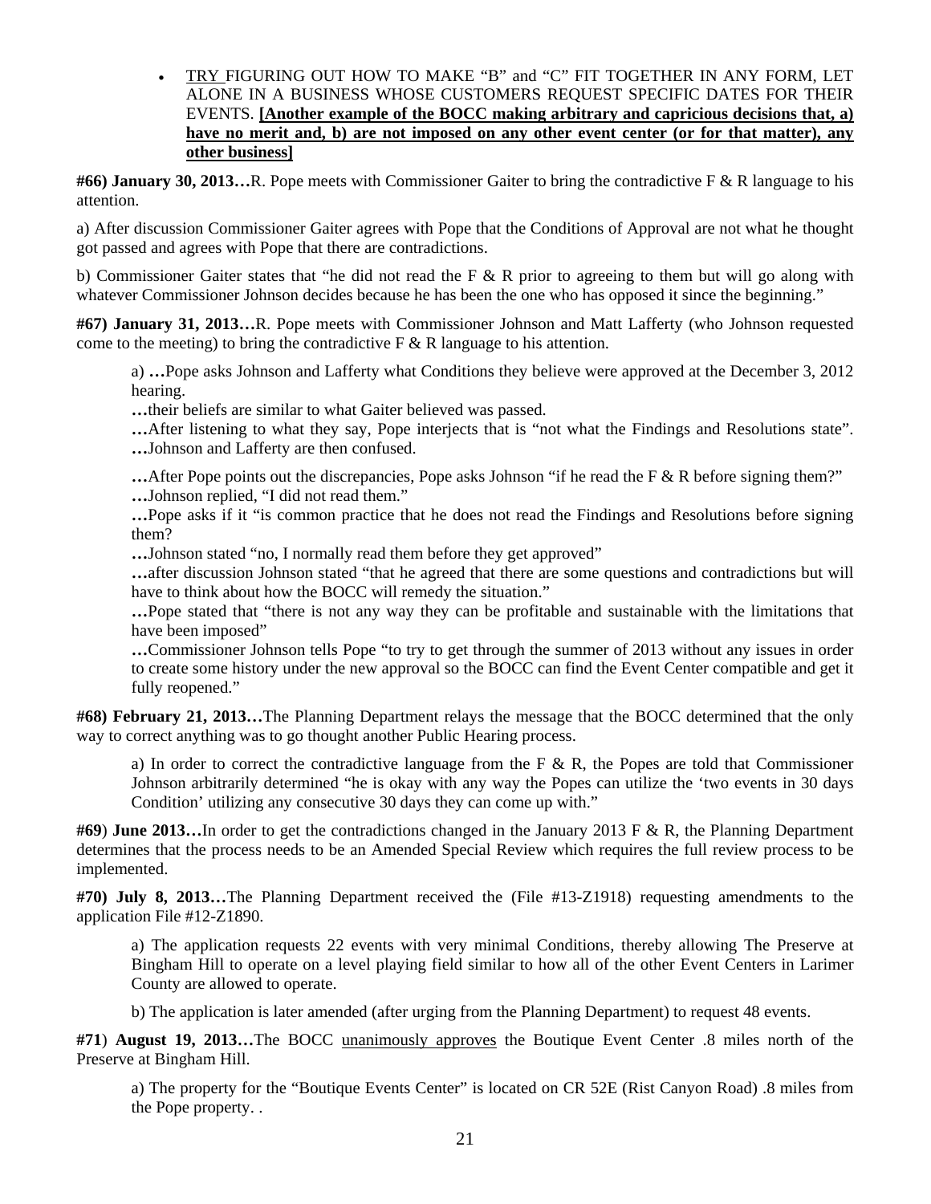- <u>TRY </u>FIGURING OUT HOW TO MAKE "B" and "C" FIT TOGETHER IN ANY FORM, LET ALONE IN A BUSINESS WHOSE CUSTOMERS REQUEST SPECIFIC DATES FOR THEIR EVENTS. **<u>[Another example of the BOCC making arbitrary and capricious decisions that, a) have no merit and, b) are not imposed on any other event center (or for that matter), any other business]</u>**

**#66) January 30, 2013…**R. Pope meets with Commissioner Gaiter to bring the contradictive F & R language to his attention.

a) After discussion Commissioner Gaiter agrees with Pope that the Conditions of Approval are not what he thought got passed and agrees with Pope that there are contradictions.

b) Commissioner Gaiter states that "he did not read the F & R prior to agreeing to them but will go along with whatever Commissioner Johnson decides because he has been the one who has opposed it since the beginning."

**#67) January 31, 2013…**R. Pope meets with Commissioner Johnson and Matt Lafferty (who Johnson requested come to the meeting) to bring the contradictive F & R language to his attention.

a) **…**Pope asks Johnson and Lafferty what Conditions they believe were approved at the December 3, 2012 hearing.
**…**their beliefs are similar to what Gaiter believed was passed.
**…**After listening to what they say, Pope interjects that is "not what the Findings and Resolutions state". **…**Johnson and Lafferty are then confused.

**…**After Pope points out the discrepancies, Pope asks Johnson "if he read the F & R before signing them?"
**…**Johnson replied, "I did not read them."
**…**Pope asks if it "is common practice that he does not read the Findings and Resolutions before signing them?
**…**Johnson stated "no, I normally read them before they get approved"
**…**after discussion Johnson stated "that he agreed that there are some questions and contradictions but will have to think about how the BOCC will remedy the situation."
**…**Pope stated that "there is not any way they can be profitable and sustainable with the limitations that have been imposed"
**…**Commissioner Johnson tells Pope "to try to get through the summer of 2013 without any issues in order to create some history under the new approval so the BOCC can find the Event Center compatible and get it fully reopened."

**#68) February 21, 2013…**The Planning Department relays the message that the BOCC determined that the only way to correct anything was to go thought another Public Hearing process.

a) In order to correct the contradictive language from the F & R, the Popes are told that Commissioner Johnson arbitrarily determined "he is okay with any way the Popes can utilize the 'two events in 30 days Condition' utilizing any consecutive 30 days they can come up with."

**#69**) **June 2013…**In order to get the contradictions changed in the January 2013 F & R, the Planning Department determines that the process needs to be an Amended Special Review which requires the full review process to be implemented.

**#70) July 8, 2013…**The Planning Department received the (File #13-Z1918) requesting amendments to the application File #12-Z1890.

a) The application requests 22 events with very minimal Conditions, thereby allowing The Preserve at Bingham Hill to operate on a level playing field similar to how all of the other Event Centers in Larimer County are allowed to operate.

b) The application is later amended (after urging from the Planning Department) to request 48 events.

**#71**) **August 19, 2013…**The BOCC <u>unanimously approves</u> the Boutique Event Center .8 miles north of the Preserve at Bingham Hill.

a) The property for the "Boutique Events Center" is located on CR 52E (Rist Canyon Road) .8 miles from the Pope property. .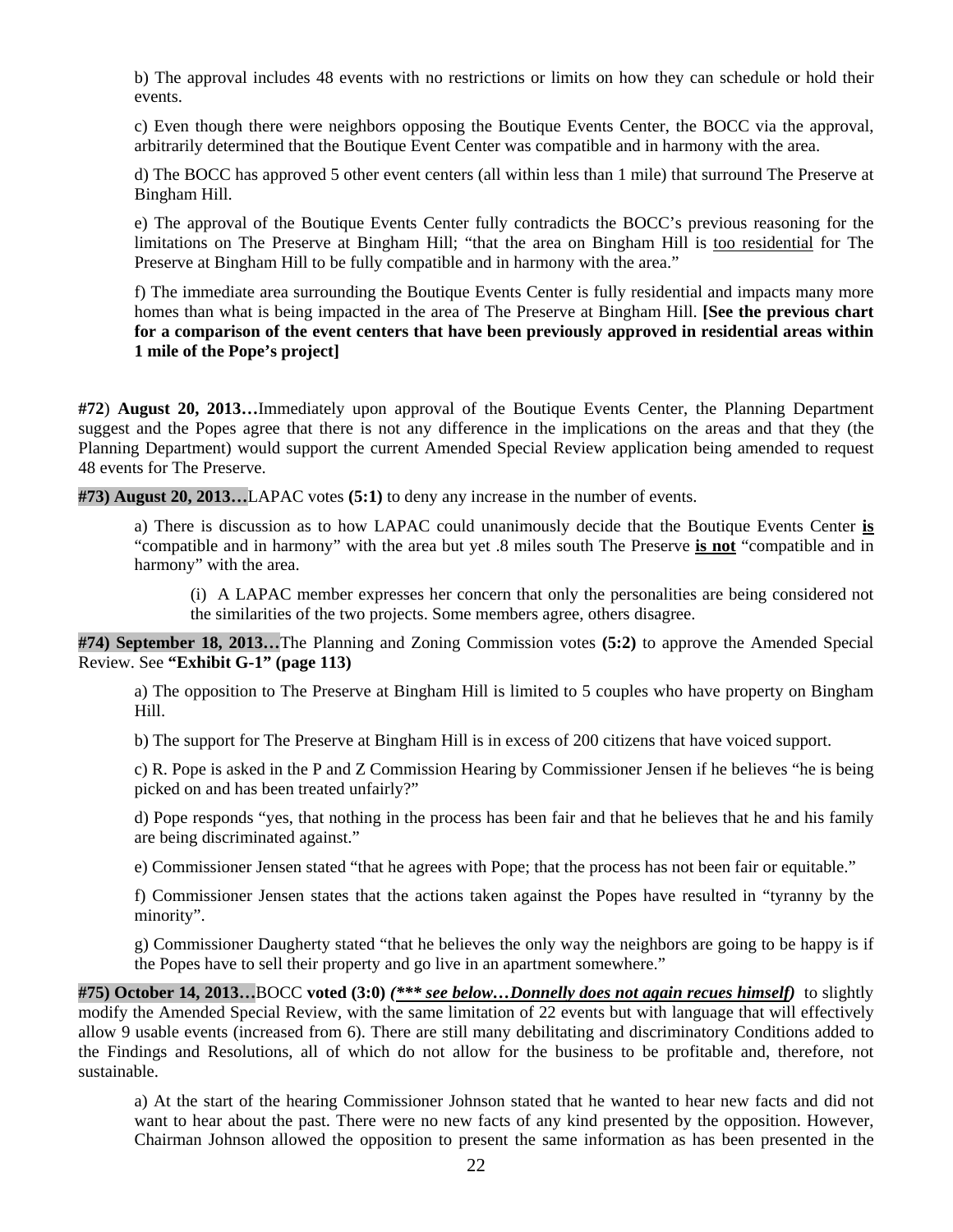b) The approval includes 48 events with no restrictions or limits on how they can schedule or hold their events.

c) Even though there were neighbors opposing the Boutique Events Center, the BOCC via the approval, arbitrarily determined that the Boutique Event Center was compatible and in harmony with the area.

d) The BOCC has approved 5 other event centers (all within less than 1 mile) that surround The Preserve at Bingham Hill.

e) The approval of the Boutique Events Center fully contradicts the BOCC's previous reasoning for the limitations on The Preserve at Bingham Hill; "that the area on Bingham Hill is <u>too residential</u> for The Preserve at Bingham Hill to be fully compatible and in harmony with the area."

f) The immediate area surrounding the Boutique Events Center is fully residential and impacts many more homes than what is being impacted in the area of The Preserve at Bingham Hill. **[See the previous chart for a comparison of the event centers that have been previously approved in residential areas within 1 mile of the Pope's project]**

**#72**) **August 20, 2013…**Immediately upon approval of the Boutique Events Center, the Planning Department suggest and the Popes agree that there is not any difference in the implications on the areas and that they (the Planning Department) would support the current Amended Special Review application being amended to request 48 events for The Preserve.

**#73) August 20, 2013…**LAPAC votes **(5:1)** to deny any increase in the number of events.

a) There is discussion as to how LAPAC could unanimously decide that the Boutique Events Center <u>**is**</u> "compatible and in harmony" with the area but yet .8 miles south The Preserve <u>**is not**</u> "compatible and in harmony" with the area.

(i) A LAPAC member expresses her concern that only the personalities are being considered not the similarities of the two projects. Some members agree, others disagree.

**#74) September 18, 2013…**The Planning and Zoning Commission votes **(5:2)** to approve the Amended Special Review. See **"Exhibit G-1" (page 113)**

a) The opposition to The Preserve at Bingham Hill is limited to 5 couples who have property on Bingham Hill.

b) The support for The Preserve at Bingham Hill is in excess of 200 citizens that have voiced support.

c) R. Pope is asked in the P and Z Commission Hearing by Commissioner Jensen if he believes "he is being picked on and has been treated unfairly?"

d) Pope responds "yes, that nothing in the process has been fair and that he believes that he and his family are being discriminated against."

e) Commissioner Jensen stated "that he agrees with Pope; that the process has not been fair or equitable."

f) Commissioner Jensen states that the actions taken against the Popes have resulted in "tyranny by the minority".

g) Commissioner Daugherty stated "that he believes the only way the neighbors are going to be happy is if the Popes have to sell their property and go live in an apartment somewhere."

**#75) October 14, 2013…**BOCC **voted (3:0)** ***(\*\*\* <u>see below…Donnelly does not again recues himself</u>)*** to slightly modify the Amended Special Review, with the same limitation of 22 events but with language that will effectively allow 9 usable events (increased from 6). There are still many debilitating and discriminatory Conditions added to the Findings and Resolutions, all of which do not allow for the business to be profitable and, therefore, not sustainable.

a) At the start of the hearing Commissioner Johnson stated that he wanted to hear new facts and did not want to hear about the past. There were no new facts of any kind presented by the opposition. However, Chairman Johnson allowed the opposition to present the same information as has been presented in the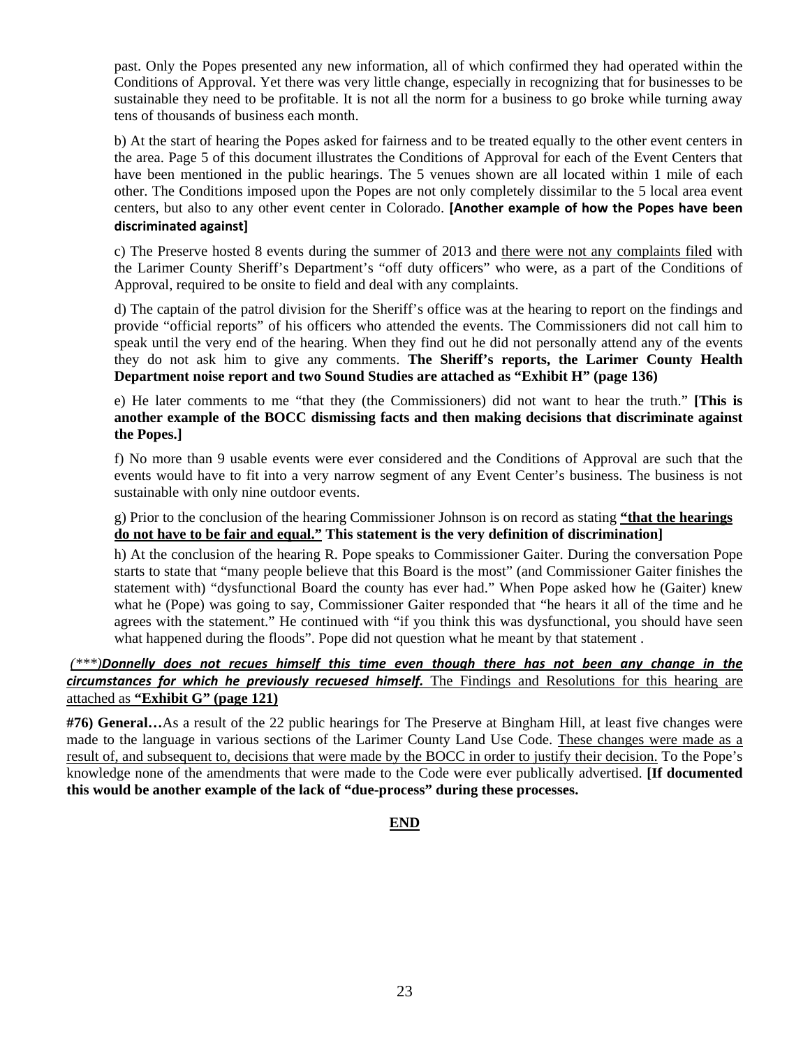past. Only the Popes presented any new information, all of which confirmed they had operated within the Conditions of Approval. Yet there was very little change, especially in recognizing that for businesses to be sustainable they need to be profitable. It is not all the norm for a business to go broke while turning away tens of thousands of business each month.

b) At the start of hearing the Popes asked for fairness and to be treated equally to the other event centers in the area. Page 5 of this document illustrates the Conditions of Approval for each of the Event Centers that have been mentioned in the public hearings. The 5 venues shown are all located within 1 mile of each other. The Conditions imposed upon the Popes are not only completely dissimilar to the 5 local area event centers, but also to any other event center in Colorado. **[Another example of how the Popes have been discriminated against]**

c) The Preserve hosted 8 events during the summer of 2013 and <u>there were not any complaints filed</u> with the Larimer County Sheriff's Department's "off duty officers" who were, as a part of the Conditions of Approval, required to be onsite to field and deal with any complaints.

d) The captain of the patrol division for the Sheriff's office was at the hearing to report on the findings and provide "official reports" of his officers who attended the events. The Commissioners did not call him to speak until the very end of the hearing. When they find out he did not personally attend any of the events they do not ask him to give any comments. **The Sheriff's reports, the Larimer County Health Department noise report and two Sound Studies are attached as "Exhibit H" (page 136)**

e) He later comments to me "that they (the Commissioners) did not want to hear the truth." **[This is another example of the BOCC dismissing facts and then making decisions that discriminate against the Popes.]**

f) No more than 9 usable events were ever considered and the Conditions of Approval are such that the events would have to fit into a very narrow segment of any Event Center's business. The business is not sustainable with only nine outdoor events.

g) Prior to the conclusion of the hearing Commissioner Johnson is on record as stating **<u>"that the hearings do not have to be fair and equal."</u> This statement is the very definition of discrimination]**

h) At the conclusion of the hearing R. Pope speaks to Commissioner Gaiter. During the conversation Pope starts to state that "many people believe that this Board is the most" (and Commissioner Gaiter finishes the statement with) "dysfunctional Board the county has ever had." When Pope asked how he (Gaiter) knew what he (Pope) was going to say, Commissioner Gaiter responded that "he hears it all of the time and he agrees with the statement." He continued with "if you think this was dysfunctional, you should have seen what happened during the floods". Pope did not question what he meant by that statement .

*(\*\*\*)* ***<u>Donnelly does not recues himself this time even though there has not been any change in the circumstances for which he previously recuesed himself.</u>*** <u>The Findings and Resolutions for this hearing are attached as **"Exhibit G" (page 121)**</u>

**#76) General…**As a result of the 22 public hearings for The Preserve at Bingham Hill, at least five changes were made to the language in various sections of the Larimer County Land Use Code. <u>These changes were made as a result of, and subsequent to, decisions that were made by the BOCC in order to justify their decision.</u> To the Pope's knowledge none of the amendments that were made to the Code were ever publically advertised. **[If documented this would be another example of the lack of "due-process" during these processes.**

**<u>END</u>**